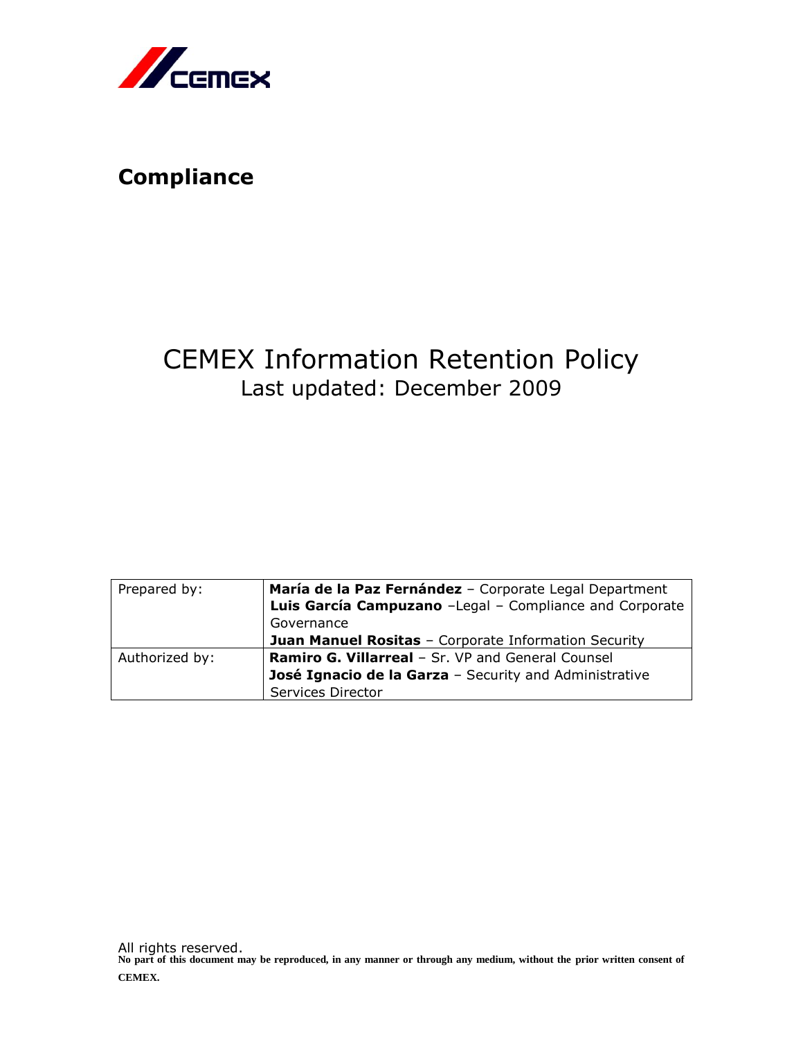CEMEX

## Compliance

# CEMEX Information Retention Policy

Last updated: December 2009

| Prepared by: | **María de la Paz Fernández** – Corporate Legal Department<br>**Luis García Campuzano** –Legal – Compliance and Corporate Governance<br>**Juan Manuel Rositas** – Corporate Information Security |
|---|---|
| Authorized by: | **Ramiro G. Villarreal** – Sr. VP and General Counsel<br>**José Ignacio de la Garza** – Security and Administrative Services Director |

All rights reserved.

**No part of this document may be reproduced, in any manner or through any medium, without the prior written consent of CEMEX.**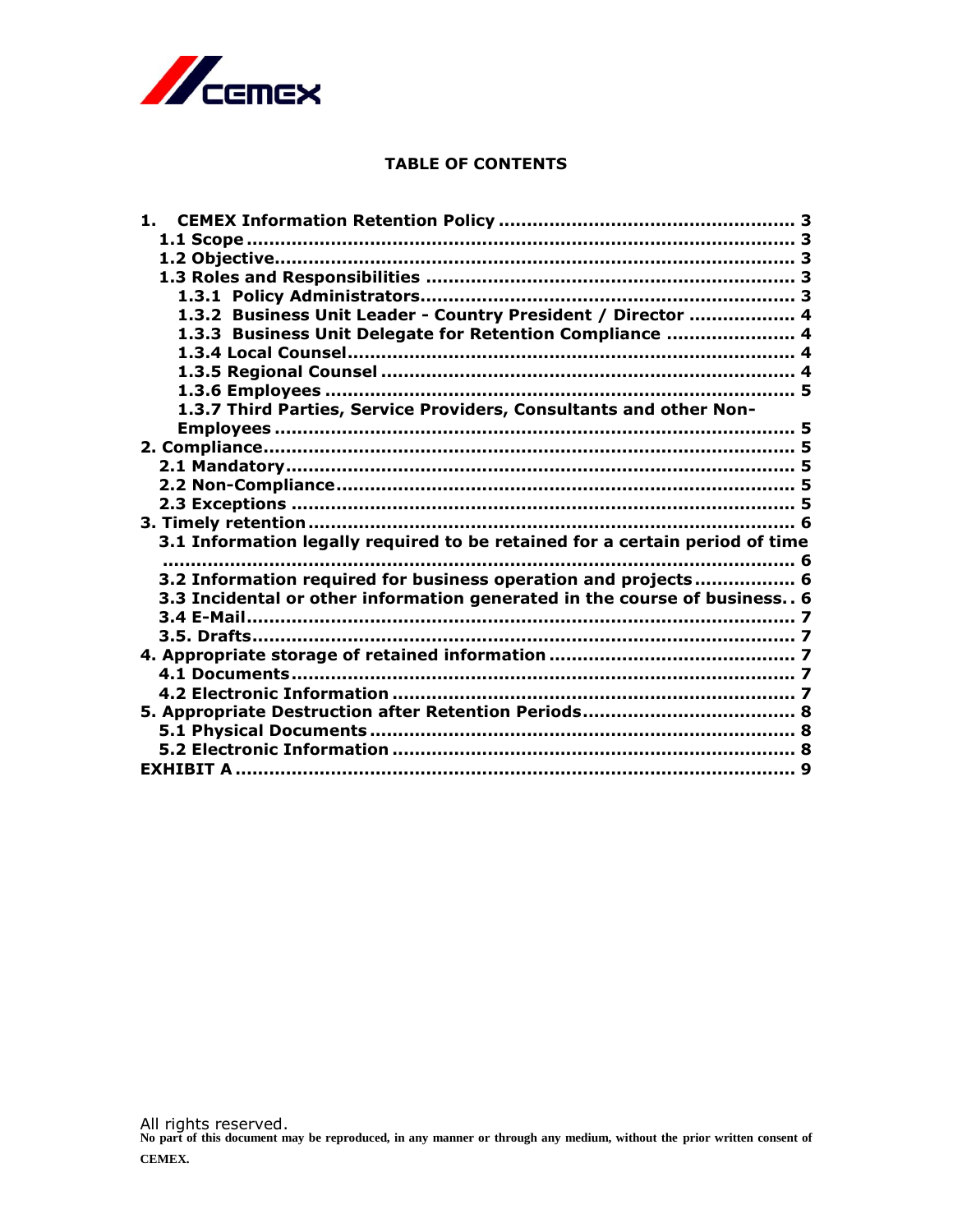**TABLE OF CONTENTS**

**1. CEMEX Information Retention Policy ........................................................ 3**
**1.1 Scope ........................................................................................................ 3**
**1.2 Objective ................................................................................................... 3**
**1.3 Roles and Responsibilities ........................................................................ 3**
**1.3.1 Policy Administrators ............................................................................. 3**
**1.3.2 Business Unit Leader - Country President / Director .................. 4**
**1.3.3 Business Unit Delegate for Retention Compliance ...................... 4**
**1.3.4 Local Counsel ......................................................................................... 4**
**1.3.5 Regional Counsel ..................................................................................... 4**
**1.3.6 Employees .............................................................................................. 5**
**1.3.7 Third Parties, Service Providers, Consultants and other Non-Employees .................................................................................................... 5**
**2. Compliance ................................................................................................. 5**
**2.1 Mandatory ................................................................................................. 5**
**2.2 Non-Compliance ........................................................................................ 5**
**2.3 Exceptions ................................................................................................ 5**
**3. Timely retention ......................................................................................... 6**
**3.1 Information legally required to be retained for a certain period of time ........................................................................................................................ 6**
**3.2 Information required for business operation and projects ................. 6**
**3.3 Incidental or other information generated in the course of business .. 6**
**3.4 E-Mail ........................................................................................................ 7**
**3.5. Drafts ........................................................................................................ 7**
**4. Appropriate storage of retained information ........................................... 7**
**4.1 Documents ................................................................................................ 7**
**4.2 Electronic Information ............................................................................... 7**
**5. Appropriate Destruction after Retention Periods ..................................... 8**
**5.1 Physical Documents .................................................................................. 8**
**5.2 Electronic Information ............................................................................... 8**
**EXHIBIT A ........................................................................................................ 9**

All rights reserved.
**No part of this document may be reproduced, in any manner or through any medium, without the prior written consent of CEMEX.**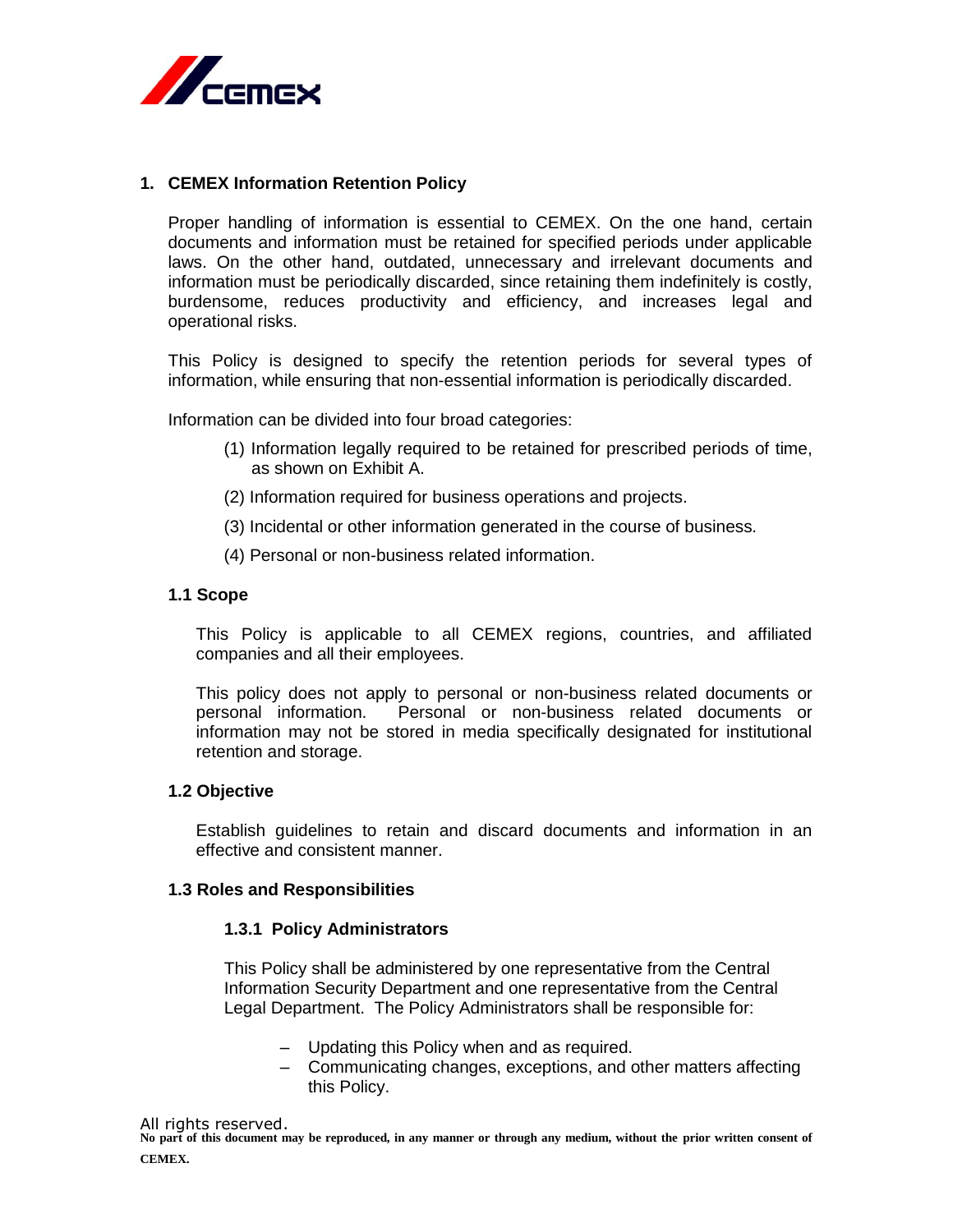## 1. CEMEX Information Retention Policy

Proper handling of information is essential to CEMEX. On the one hand, certain documents and information must be retained for specified periods under applicable laws. On the other hand, outdated, unnecessary and irrelevant documents and information must be periodically discarded, since retaining them indefinitely is costly, burdensome, reduces productivity and efficiency, and increases legal and operational risks.

This Policy is designed to specify the retention periods for several types of information, while ensuring that non-essential information is periodically discarded.

Information can be divided into four broad categories:

(1) Information legally required to be retained for prescribed periods of time, as shown on Exhibit A.

(2) Information required for business operations and projects.

(3) Incidental or other information generated in the course of business.

(4) Personal or non-business related information.

### 1.1 Scope

This Policy is applicable to all CEMEX regions, countries, and affiliated companies and all their employees.

This policy does not apply to personal or non-business related documents or personal information. Personal or non-business related documents or information may not be stored in media specifically designated for institutional retention and storage.

### 1.2 Objective

Establish guidelines to retain and discard documents and information in an effective and consistent manner.

### 1.3 Roles and Responsibilities

#### 1.3.1 Policy Administrators

This Policy shall be administered by one representative from the Central Information Security Department and one representative from the Central Legal Department. The Policy Administrators shall be responsible for:

- Updating this Policy when and as required.
- Communicating changes, exceptions, and other matters affecting this Policy.

All rights reserved.
**No part of this document may be reproduced, in any manner or through any medium, without the prior written consent of CEMEX.**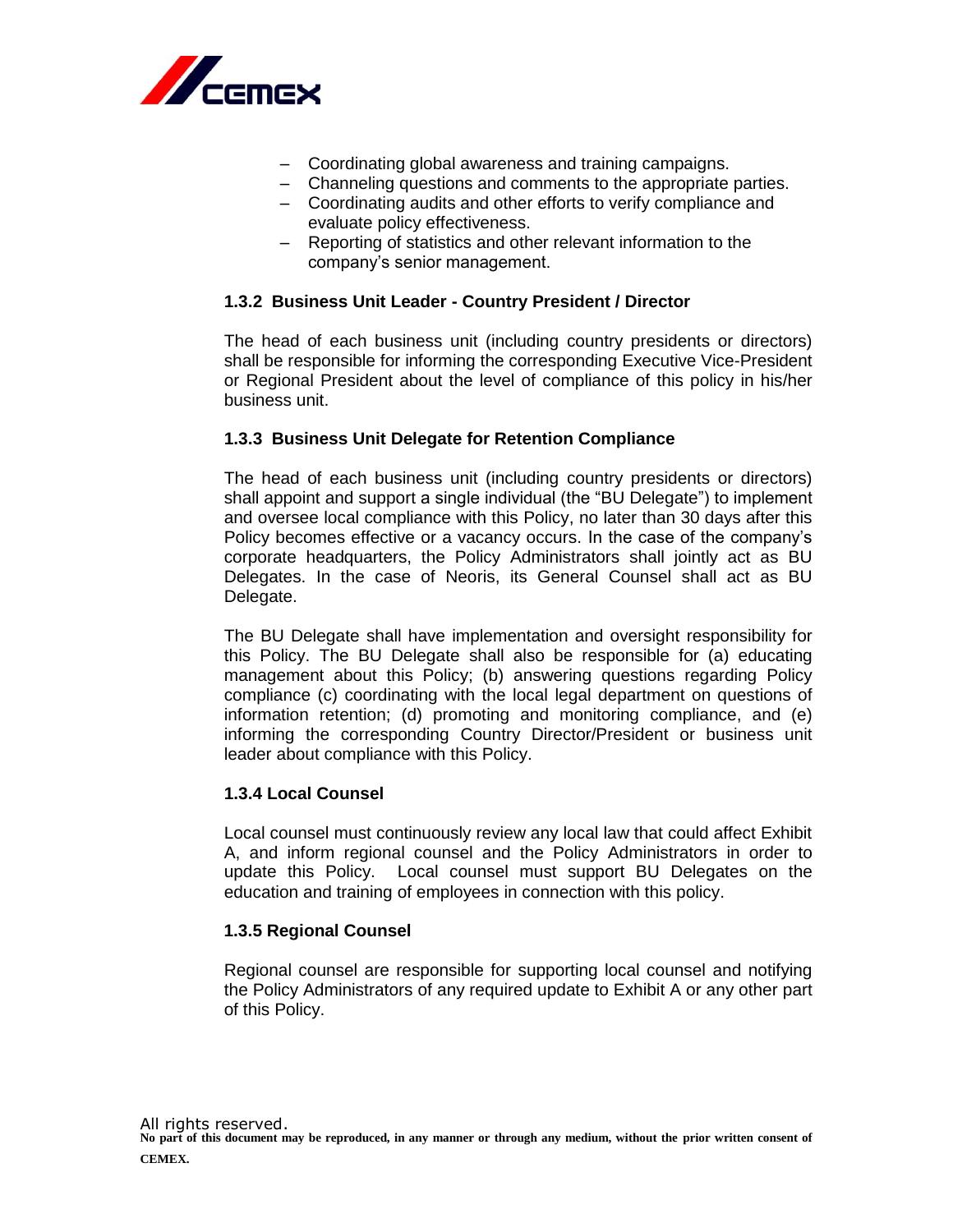- Coordinating global awareness and training campaigns.
- Channeling questions and comments to the appropriate parties.
- Coordinating audits and other efforts to verify compliance and evaluate policy effectiveness.
- Reporting of statistics and other relevant information to the company's senior management.

### 1.3.2 Business Unit Leader - Country President / Director

The head of each business unit (including country presidents or directors) shall be responsible for informing the corresponding Executive Vice-President or Regional President about the level of compliance of this policy in his/her business unit.

### 1.3.3 Business Unit Delegate for Retention Compliance

The head of each business unit (including country presidents or directors) shall appoint and support a single individual (the "BU Delegate") to implement and oversee local compliance with this Policy, no later than 30 days after this Policy becomes effective or a vacancy occurs. In the case of the company's corporate headquarters, the Policy Administrators shall jointly act as BU Delegates. In the case of Neoris, its General Counsel shall act as BU Delegate.

The BU Delegate shall have implementation and oversight responsibility for this Policy. The BU Delegate shall also be responsible for (a) educating management about this Policy; (b) answering questions regarding Policy compliance (c) coordinating with the local legal department on questions of information retention; (d) promoting and monitoring compliance, and (e) informing the corresponding Country Director/President or business unit leader about compliance with this Policy.

### 1.3.4 Local Counsel

Local counsel must continuously review any local law that could affect Exhibit A, and inform regional counsel and the Policy Administrators in order to update this Policy. Local counsel must support BU Delegates on the education and training of employees in connection with this policy.

### 1.3.5 Regional Counsel

Regional counsel are responsible for supporting local counsel and notifying the Policy Administrators of any required update to Exhibit A or any other part of this Policy.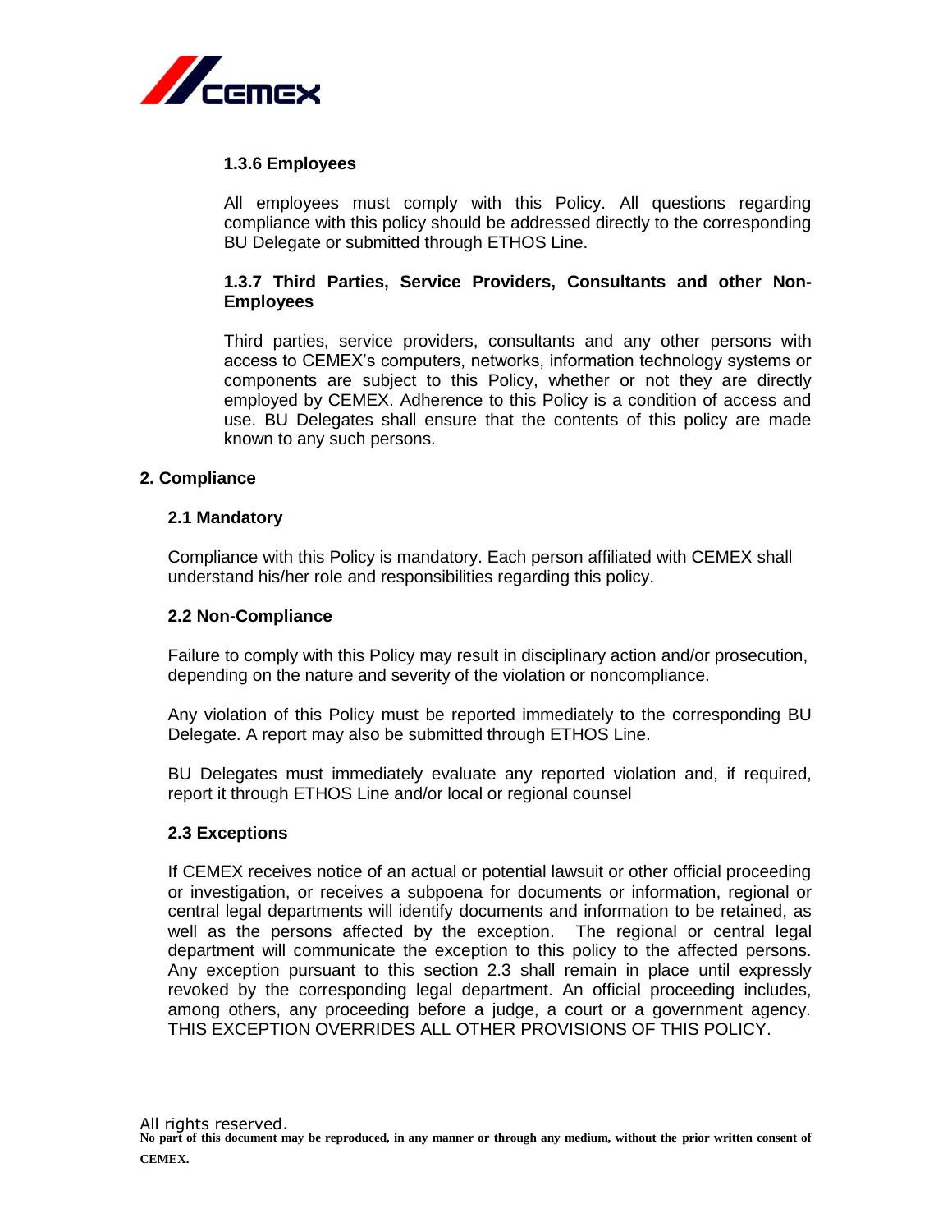#### 1.3.6 Employees

All employees must comply with this Policy. All questions regarding compliance with this policy should be addressed directly to the corresponding BU Delegate or submitted through ETHOS Line.

#### 1.3.7 Third Parties, Service Providers, Consultants and other Non-Employees

Third parties, service providers, consultants and any other persons with access to CEMEX's computers, networks, information technology systems or components are subject to this Policy, whether or not they are directly employed by CEMEX. Adherence to this Policy is a condition of access and use. BU Delegates shall ensure that the contents of this policy are made known to any such persons.

## 2. Compliance

### 2.1 Mandatory

Compliance with this Policy is mandatory. Each person affiliated with CEMEX shall understand his/her role and responsibilities regarding this policy.

### 2.2 Non-Compliance

Failure to comply with this Policy may result in disciplinary action and/or prosecution, depending on the nature and severity of the violation or noncompliance.

Any violation of this Policy must be reported immediately to the corresponding BU Delegate. A report may also be submitted through ETHOS Line.

BU Delegates must immediately evaluate any reported violation and, if required, report it through ETHOS Line and/or local or regional counsel

### 2.3 Exceptions

If CEMEX receives notice of an actual or potential lawsuit or other official proceeding or investigation, or receives a subpoena for documents or information, regional or central legal departments will identify documents and information to be retained, as well as the persons affected by the exception. The regional or central legal department will communicate the exception to this policy to the affected persons. Any exception pursuant to this section 2.3 shall remain in place until expressly revoked by the corresponding legal department. An official proceeding includes, among others, any proceeding before a judge, a court or a government agency. THIS EXCEPTION OVERRIDES ALL OTHER PROVISIONS OF THIS POLICY.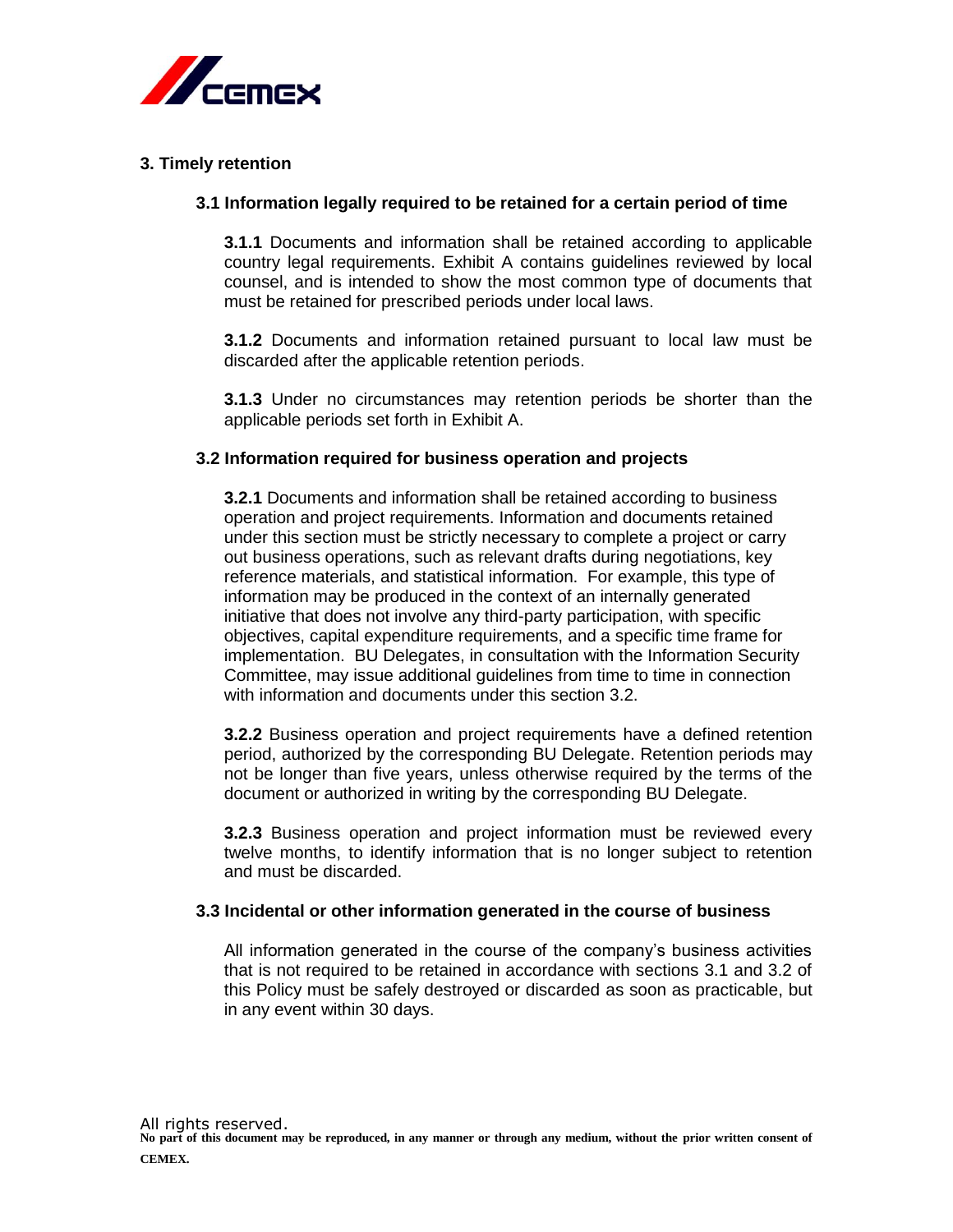## 3. Timely retention

### 3.1 Information legally required to be retained for a certain period of time

**3.1.1** Documents and information shall be retained according to applicable country legal requirements. Exhibit A contains guidelines reviewed by local counsel, and is intended to show the most common type of documents that must be retained for prescribed periods under local laws.

**3.1.2** Documents and information retained pursuant to local law must be discarded after the applicable retention periods.

**3.1.3** Under no circumstances may retention periods be shorter than the applicable periods set forth in Exhibit A.

### 3.2 Information required for business operation and projects

**3.2.1** Documents and information shall be retained according to business operation and project requirements. Information and documents retained under this section must be strictly necessary to complete a project or carry out business operations, such as relevant drafts during negotiations, key reference materials, and statistical information. For example, this type of information may be produced in the context of an internally generated initiative that does not involve any third-party participation, with specific objectives, capital expenditure requirements, and a specific time frame for implementation. BU Delegates, in consultation with the Information Security Committee, may issue additional guidelines from time to time in connection with information and documents under this section 3.2.

**3.2.2** Business operation and project requirements have a defined retention period, authorized by the corresponding BU Delegate. Retention periods may not be longer than five years, unless otherwise required by the terms of the document or authorized in writing by the corresponding BU Delegate.

**3.2.3** Business operation and project information must be reviewed every twelve months, to identify information that is no longer subject to retention and must be discarded.

### 3.3 Incidental or other information generated in the course of business

All information generated in the course of the company's business activities that is not required to be retained in accordance with sections 3.1 and 3.2 of this Policy must be safely destroyed or discarded as soon as practicable, but in any event within 30 days.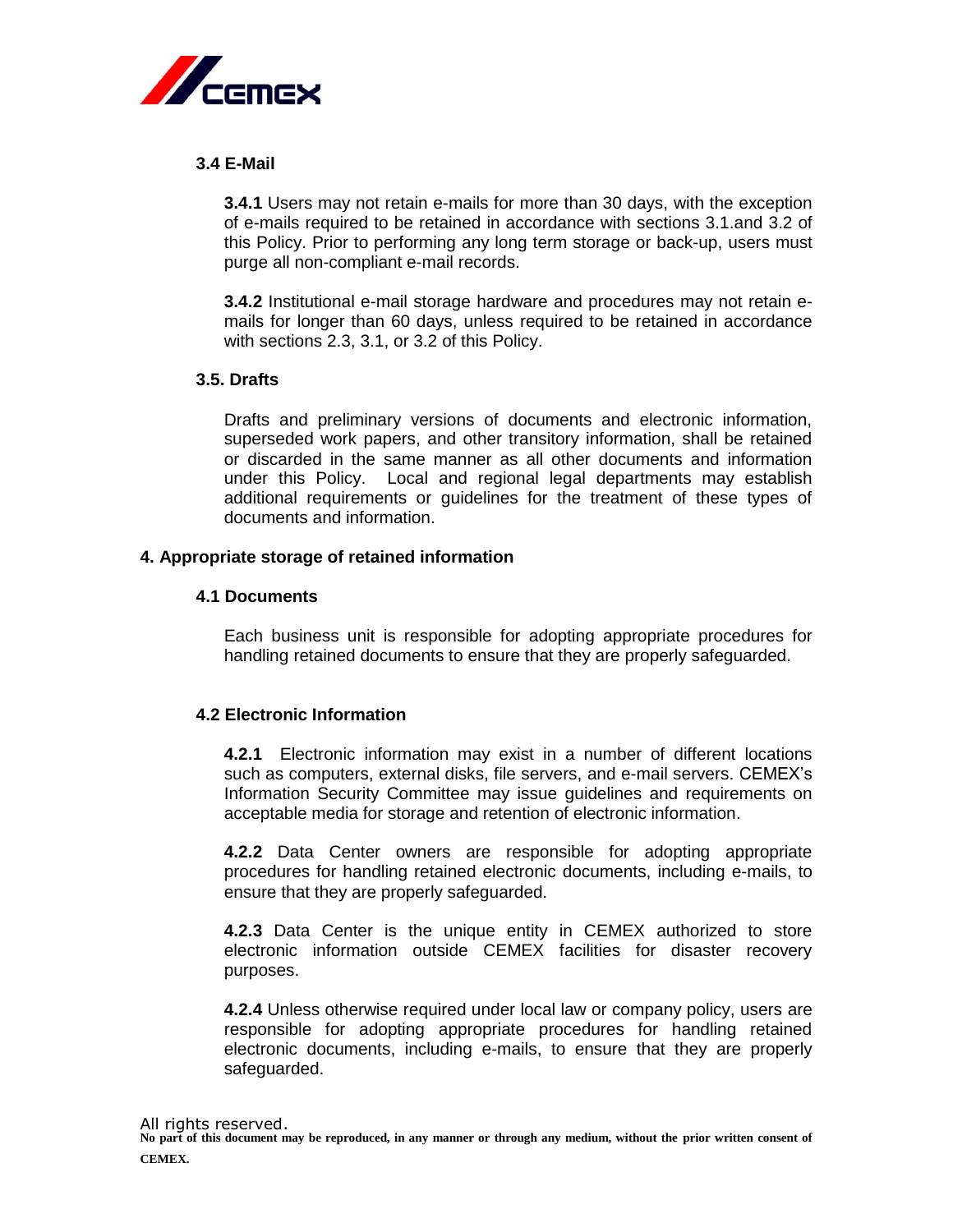### 3.4 E-Mail

**3.4.1** Users may not retain e-mails for more than 30 days, with the exception of e-mails required to be retained in accordance with sections 3.1.and 3.2 of this Policy. Prior to performing any long term storage or back-up, users must purge all non-compliant e-mail records.

**3.4.2** Institutional e-mail storage hardware and procedures may not retain e-mails for longer than 60 days, unless required to be retained in accordance with sections 2.3, 3.1, or 3.2 of this Policy.

### 3.5. Drafts

Drafts and preliminary versions of documents and electronic information, superseded work papers, and other transitory information, shall be retained or discarded in the same manner as all other documents and information under this Policy. Local and regional legal departments may establish additional requirements or guidelines for the treatment of these types of documents and information.

## 4. Appropriate storage of retained information

### 4.1 Documents

Each business unit is responsible for adopting appropriate procedures for handling retained documents to ensure that they are properly safeguarded.

### 4.2 Electronic Information

**4.2.1** Electronic information may exist in a number of different locations such as computers, external disks, file servers, and e-mail servers. CEMEX's Information Security Committee may issue guidelines and requirements on acceptable media for storage and retention of electronic information.

**4.2.2** Data Center owners are responsible for adopting appropriate procedures for handling retained electronic documents, including e-mails, to ensure that they are properly safeguarded.

**4.2.3** Data Center is the unique entity in CEMEX authorized to store electronic information outside CEMEX facilities for disaster recovery purposes.

**4.2.4** Unless otherwise required under local law or company policy, users are responsible for adopting appropriate procedures for handling retained electronic documents, including e-mails, to ensure that they are properly safeguarded.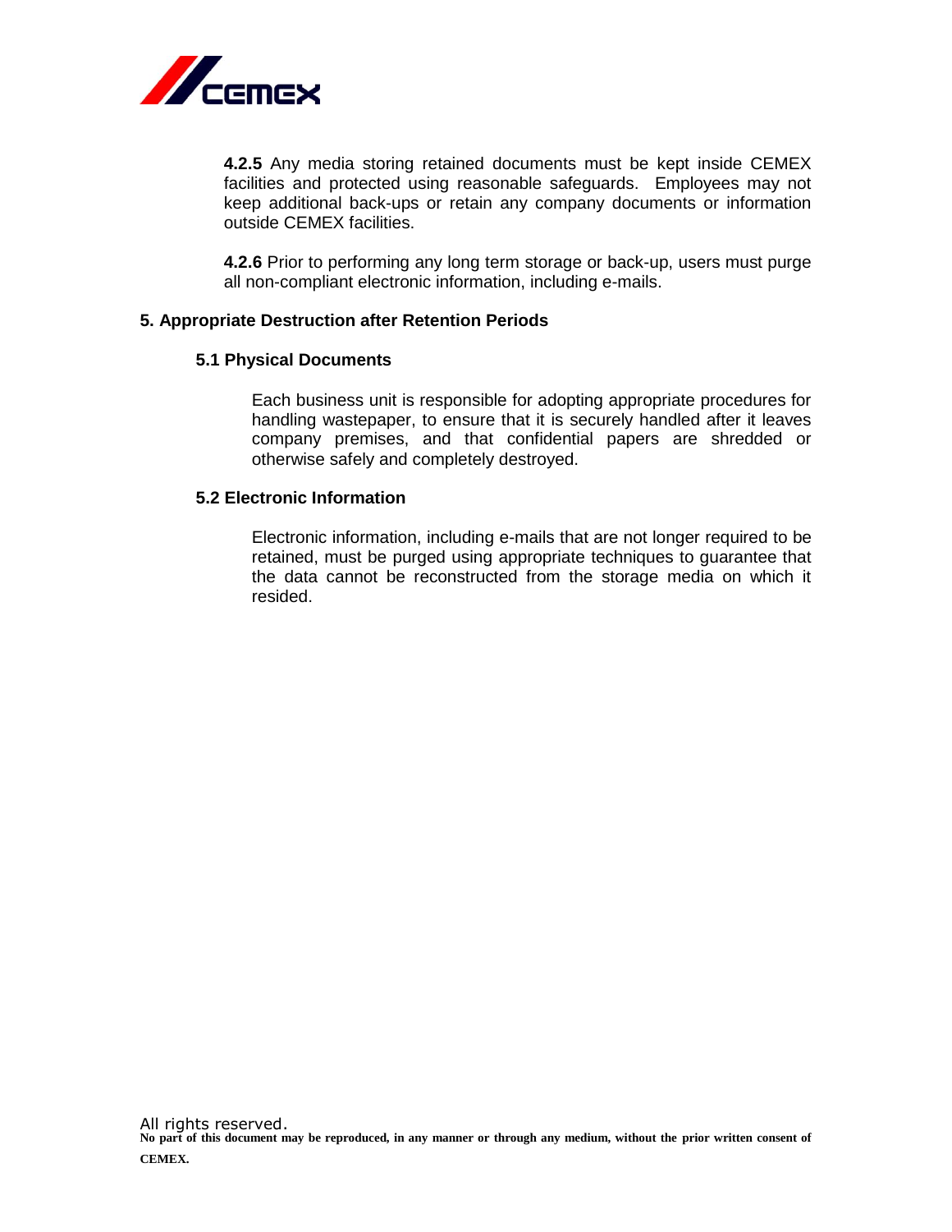**4.2.5** Any media storing retained documents must be kept inside CEMEX facilities and protected using reasonable safeguards. Employees may not keep additional back-ups or retain any company documents or information outside CEMEX facilities.

**4.2.6** Prior to performing any long term storage or back-up, users must purge all non-compliant electronic information, including e-mails.

## 5. Appropriate Destruction after Retention Periods

### 5.1 Physical Documents

Each business unit is responsible for adopting appropriate procedures for handling wastepaper, to ensure that it is securely handled after it leaves company premises, and that confidential papers are shredded or otherwise safely and completely destroyed.

### 5.2 Electronic Information

Electronic information, including e-mails that are not longer required to be retained, must be purged using appropriate techniques to guarantee that the data cannot be reconstructed from the storage media on which it resided.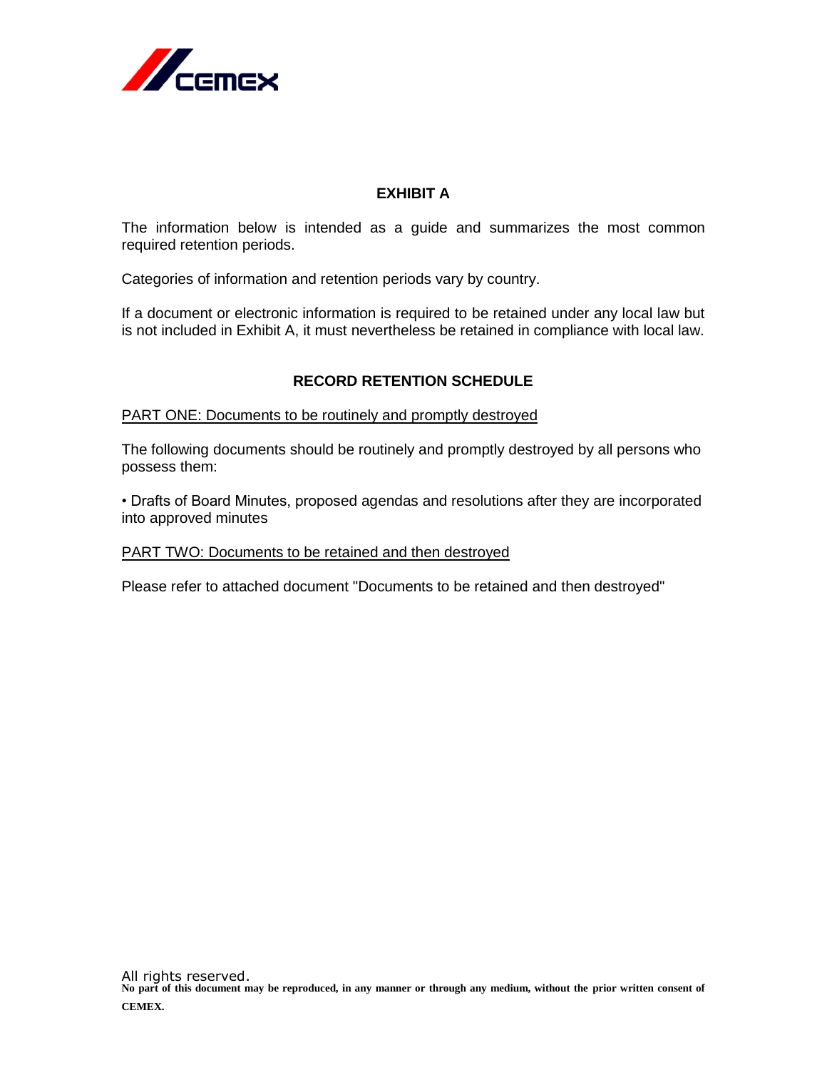## EXHIBIT A

The information below is intended as a guide and summarizes the most common required retention periods.

Categories of information and retention periods vary by country.

If a document or electronic information is required to be retained under any local law but is not included in Exhibit A, it must nevertheless be retained in compliance with local law.

## RECORD RETENTION SCHEDULE

### PART ONE: Documents to be routinely and promptly destroyed

The following documents should be routinely and promptly destroyed by all persons who possess them:

• Drafts of Board Minutes, proposed agendas and resolutions after they are incorporated into approved minutes

### PART TWO: Documents to be retained and then destroyed

Please refer to attached document "Documents to be retained and then destroyed"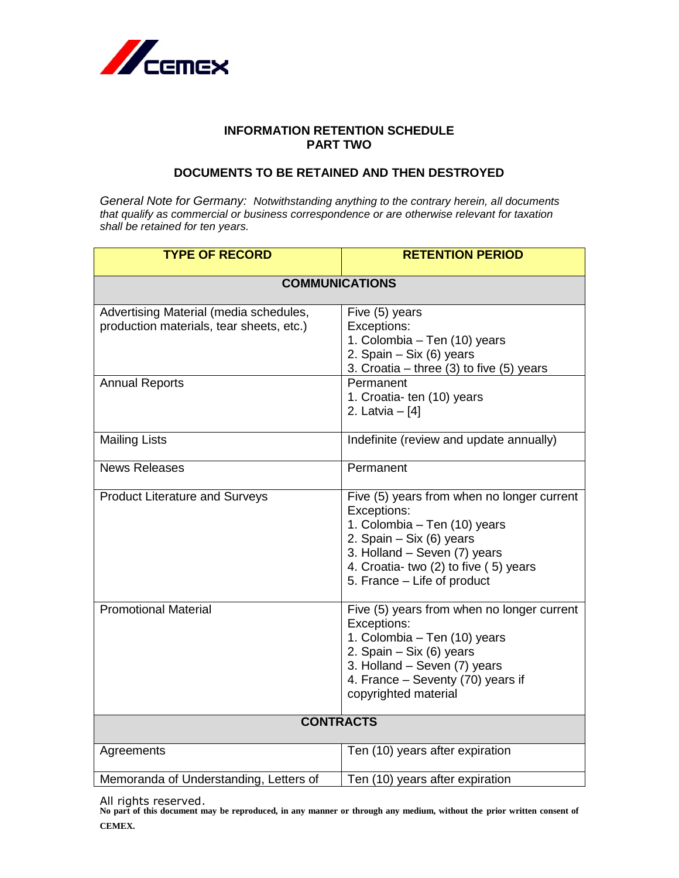## INFORMATION RETENTION SCHEDULE
## PART TWO

### DOCUMENTS TO BE RETAINED AND THEN DESTROYED

*General Note for Germany: Notwithstanding anything to the contrary herein, all documents that qualify as commercial or business correspondence or are otherwise relevant for taxation shall be retained for ten years.*

| TYPE OF RECORD | RETENTION PERIOD |
|---|---|
| **COMMUNICATIONS** | |
| Advertising Material (media schedules, production materials, tear sheets, etc.) | Five (5) years<br>Exceptions:<br>1. Colombia – Ten (10) years<br>2. Spain – Six (6) years<br>3. Croatia – three (3) to five (5) years |
| Annual Reports | Permanent<br>1. Croatia- ten (10) years<br>2. Latvia – [4] |
| Mailing Lists | Indefinite (review and update annually) |
| News Releases | Permanent |
| Product Literature and Surveys | Five (5) years from when no longer current<br>Exceptions:<br>1. Colombia – Ten (10) years<br>2. Spain – Six (6) years<br>3. Holland – Seven (7) years<br>4. Croatia- two (2) to five ( 5) years<br>5. France – Life of product |
| Promotional Material | Five (5) years from when no longer current<br>Exceptions:<br>1. Colombia – Ten (10) years<br>2. Spain – Six (6) years<br>3. Holland – Seven (7) years<br>4. France – Seventy (70) years if copyrighted material |
| **CONTRACTS** | |
| Agreements | Ten (10) years after expiration |
| Memoranda of Understanding, Letters of | Ten (10) years after expiration |

All rights reserved.
**No part of this document may be reproduced, in any manner or through any medium, without the prior written consent of CEMEX.**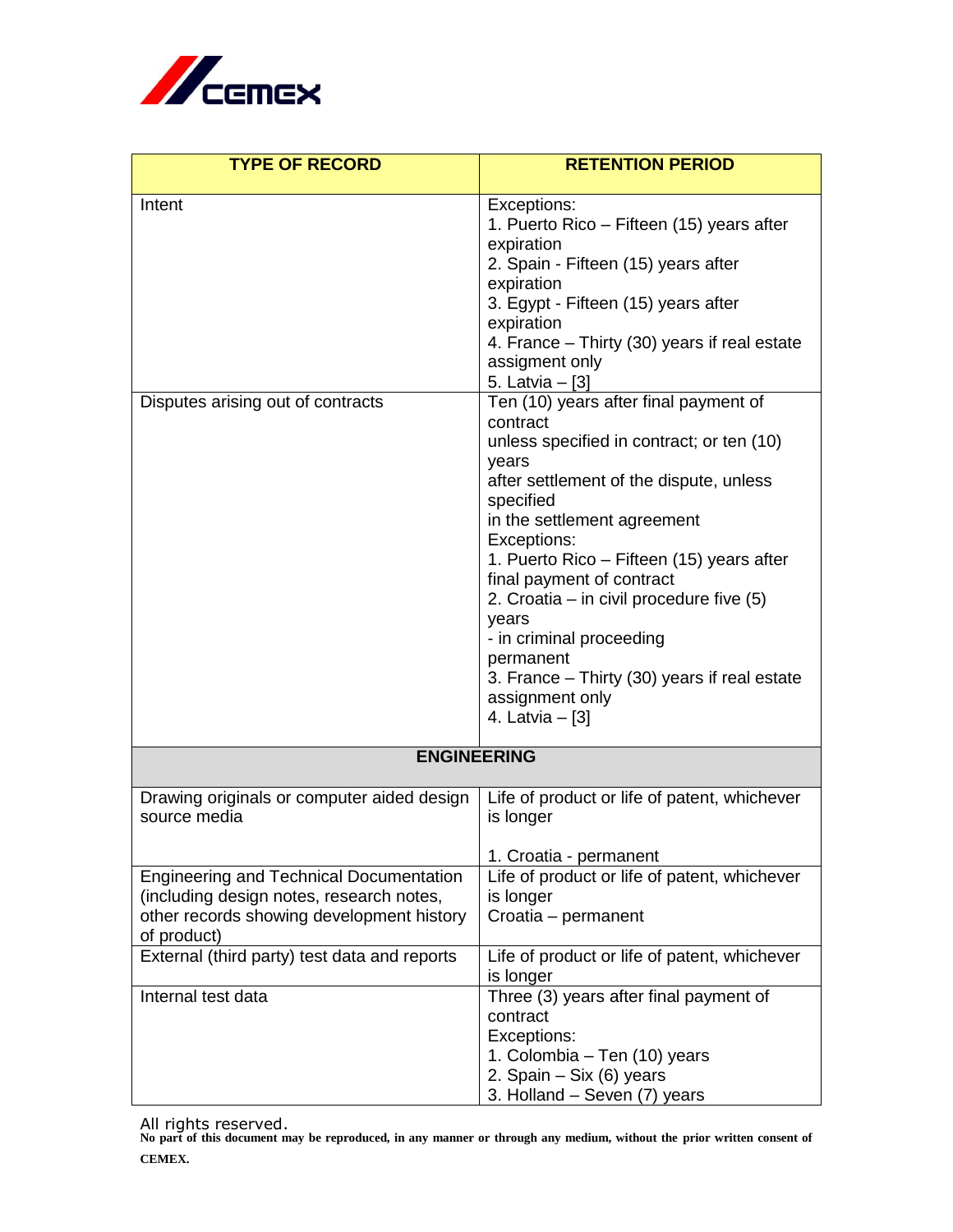| TYPE OF RECORD | RETENTION PERIOD |
|---|---|
| Intent | Exceptions:<br>1. Puerto Rico – Fifteen (15) years after expiration<br>2. Spain - Fifteen (15) years after expiration<br>3. Egypt - Fifteen (15) years after expiration<br>4. France – Thirty (30) years if real estate assigment only<br>5. Latvia – [3] |
| Disputes arising out of contracts | Ten (10) years after final payment of contract<br>unless specified in contract; or ten (10) years<br>after settlement of the dispute, unless specified<br>in the settlement agreement<br>Exceptions:<br>1. Puerto Rico – Fifteen (15) years after final payment of contract<br>2. Croatia – in civil procedure five (5) years<br>- in criminal proceeding permanent<br>3. France – Thirty (30) years if real estate assignment only<br>4. Latvia – [3] |
| **ENGINEERING** | |
| Drawing originals or computer aided design source media | Life of product or life of patent, whichever is longer<br><br>1. Croatia - permanent |
| Engineering and Technical Documentation (including design notes, research notes, other records showing development history of product) | Life of product or life of patent, whichever is longer<br>Croatia – permanent |
| External (third party) test data and reports | Life of product or life of patent, whichever is longer |
| Internal test data | Three (3) years after final payment of contract<br>Exceptions:<br>1. Colombia – Ten (10) years<br>2. Spain – Six (6) years<br>3. Holland – Seven (7) years |

All rights reserved.
**No part of this document may be reproduced, in any manner or through any medium, without the prior written consent of CEMEX.**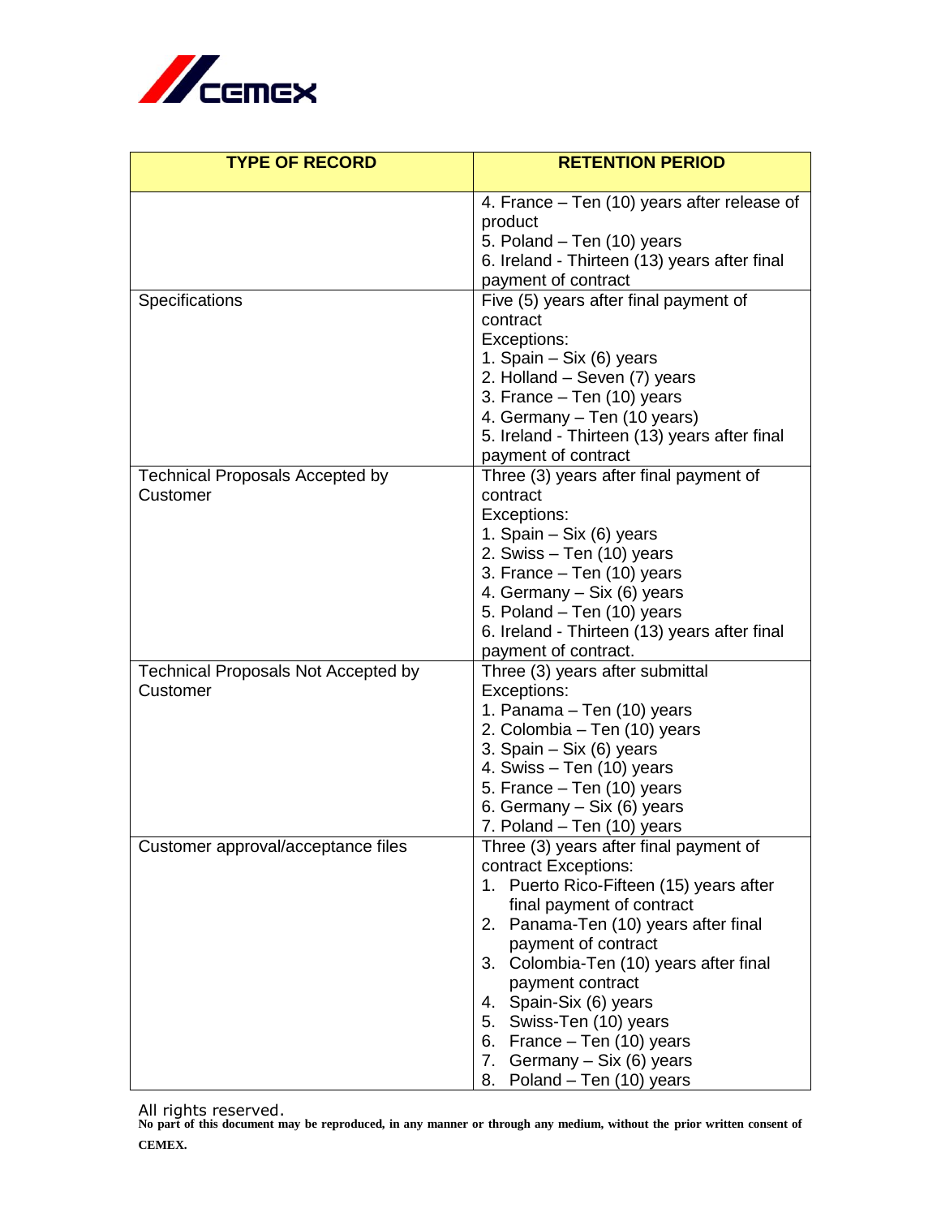| TYPE OF RECORD | RETENTION PERIOD |
|---|---|
| | 4. France – Ten (10) years after release of product<br>5. Poland – Ten (10) years<br>6. Ireland - Thirteen (13) years after final payment of contract |
| Specifications | Five (5) years after final payment of contract<br>Exceptions:<br>1. Spain – Six (6) years<br>2. Holland – Seven (7) years<br>3. France – Ten (10) years<br>4. Germany – Ten (10 years)<br>5. Ireland - Thirteen (13) years after final payment of contract |
| Technical Proposals Accepted by Customer | Three (3) years after final payment of contract<br>Exceptions:<br>1. Spain – Six (6) years<br>2. Swiss – Ten (10) years<br>3. France – Ten (10) years<br>4. Germany – Six (6) years<br>5. Poland – Ten (10) years<br>6. Ireland - Thirteen (13) years after final payment of contract. |
| Technical Proposals Not Accepted by Customer | Three (3) years after submittal<br>Exceptions:<br>1. Panama – Ten (10) years<br>2. Colombia – Ten (10) years<br>3. Spain – Six (6) years<br>4. Swiss – Ten (10) years<br>5. France – Ten (10) years<br>6. Germany – Six (6) years<br>7. Poland – Ten (10) years |
| Customer approval/acceptance files | Three (3) years after final payment of contract Exceptions:<br>1. Puerto Rico-Fifteen (15) years after final payment of contract<br>2. Panama-Ten (10) years after final payment of contract<br>3. Colombia-Ten (10) years after final payment contract<br>4. Spain-Six (6) years<br>5. Swiss-Ten (10) years<br>6. France – Ten (10) years<br>7. Germany – Six (6) years<br>8. Poland – Ten (10) years |

All rights reserved.

**No part of this document may be reproduced, in any manner or through any medium, without the prior written consent of CEMEX.**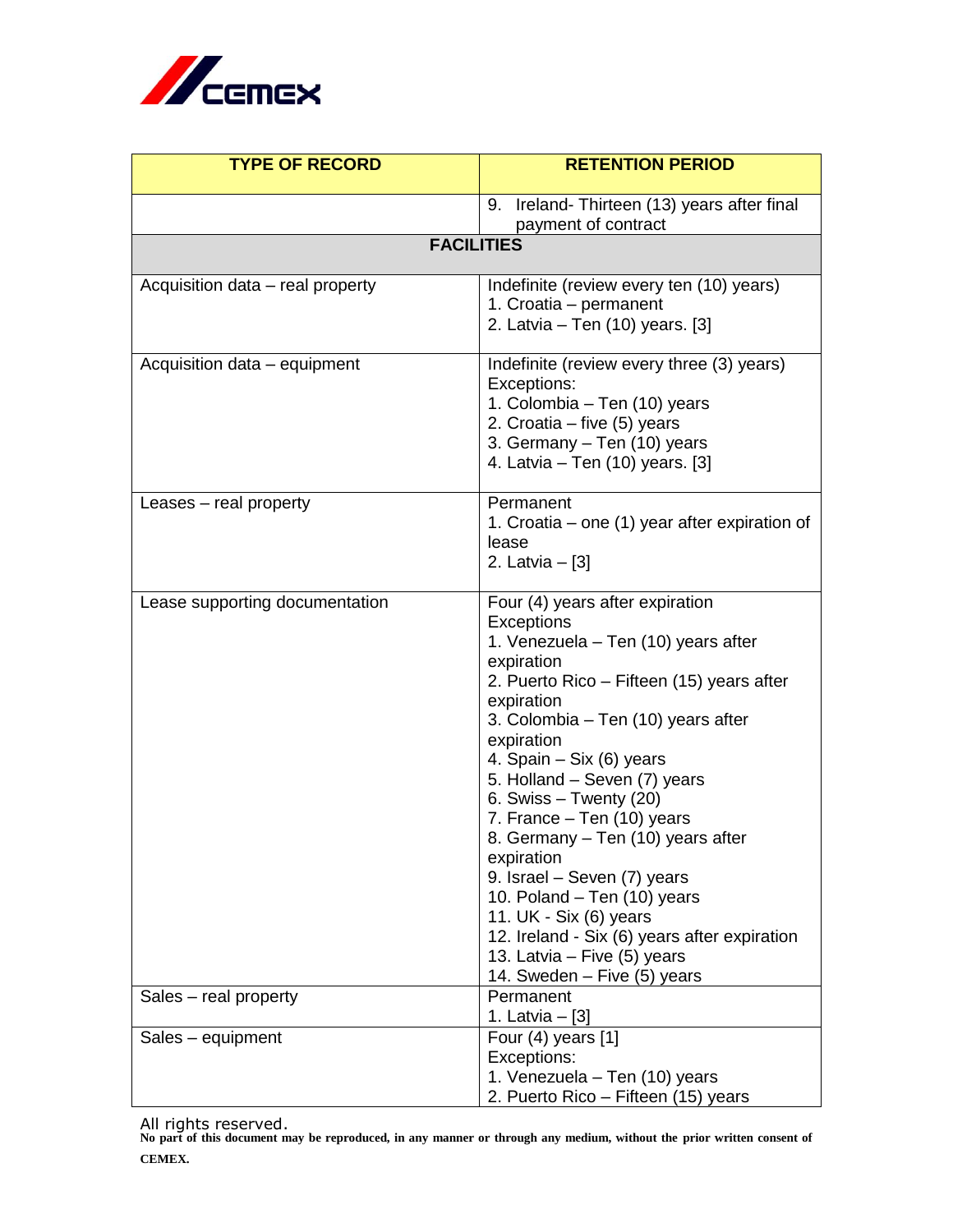| TYPE OF RECORD | RETENTION PERIOD |
|---|---|
| | 9. Ireland- Thirteen (13) years after final payment of contract |
| **FACILITIES** | |
| Acquisition data – real property | Indefinite (review every ten (10) years)<br>1. Croatia – permanent<br>2. Latvia – Ten (10) years. [3] |
| Acquisition data – equipment | Indefinite (review every three (3) years)<br>Exceptions:<br>1. Colombia – Ten (10) years<br>2. Croatia – five (5) years<br>3. Germany – Ten (10) years<br>4. Latvia – Ten (10) years. [3] |
| Leases – real property | Permanent<br>1. Croatia – one (1) year after expiration of lease<br>2. Latvia – [3] |
| Lease supporting documentation | Four (4) years after expiration<br>Exceptions<br>1. Venezuela – Ten (10) years after expiration<br>2. Puerto Rico – Fifteen (15) years after expiration<br>3. Colombia – Ten (10) years after expiration<br>4. Spain – Six (6) years<br>5. Holland – Seven (7) years<br>6. Swiss – Twenty (20)<br>7. France – Ten (10) years<br>8. Germany – Ten (10) years after expiration<br>9. Israel – Seven (7) years<br>10. Poland – Ten (10) years<br>11. UK - Six (6) years<br>12. Ireland - Six (6) years after expiration<br>13. Latvia – Five (5) years<br>14. Sweden – Five (5) years |
| Sales – real property | Permanent<br>1. Latvia – [3] |
| Sales – equipment | Four (4) years [1]<br>Exceptions:<br>1. Venezuela – Ten (10) years<br>2. Puerto Rico – Fifteen (15) years |

All rights reserved.
**No part of this document may be reproduced, in any manner or through any medium, without the prior written consent of CEMEX.**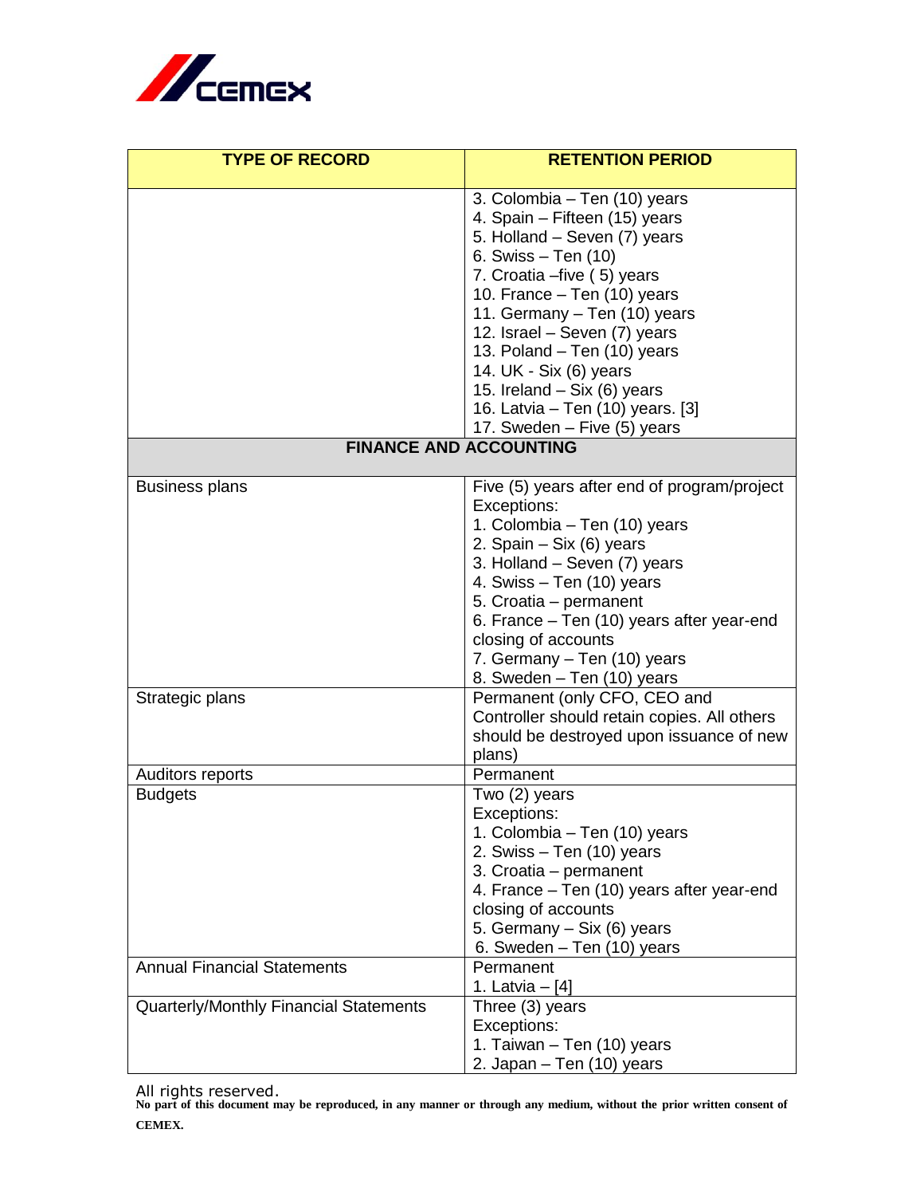| TYPE OF RECORD | RETENTION PERIOD |
|---|---|
| | 3. Colombia – Ten (10) years<br>4. Spain – Fifteen (15) years<br>5. Holland – Seven (7) years<br>6. Swiss – Ten (10)<br>7. Croatia –five ( 5) years<br>10. France – Ten (10) years<br>11. Germany – Ten (10) years<br>12. Israel – Seven (7) years<br>13. Poland – Ten (10) years<br>14. UK - Six (6) years<br>15. Ireland – Six (6) years<br>16. Latvia – Ten (10) years. [3]<br>17. Sweden – Five (5) years |
| **FINANCE AND ACCOUNTING** | |
| Business plans | Five (5) years after end of program/project<br>Exceptions:<br>1. Colombia – Ten (10) years<br>2. Spain – Six (6) years<br>3. Holland – Seven (7) years<br>4. Swiss – Ten (10) years<br>5. Croatia – permanent<br>6. France – Ten (10) years after year-end closing of accounts<br>7. Germany – Ten (10) years<br>8. Sweden – Ten (10) years |
| Strategic plans | Permanent (only CFO, CEO and Controller should retain copies. All others should be destroyed upon issuance of new plans) |
| Auditors reports | Permanent |
| Budgets | Two (2) years<br>Exceptions:<br>1. Colombia – Ten (10) years<br>2. Swiss – Ten (10) years<br>3. Croatia – permanent<br>4. France – Ten (10) years after year-end closing of accounts<br>5. Germany – Six (6) years<br>6. Sweden – Ten (10) years |
| Annual Financial Statements | Permanent<br>1. Latvia – [4] |
| Quarterly/Monthly Financial Statements | Three (3) years<br>Exceptions:<br>1. Taiwan – Ten (10) years<br>2. Japan – Ten (10) years |

All rights reserved.
**No part of this document may be reproduced, in any manner or through any medium, without the prior written consent of CEMEX.**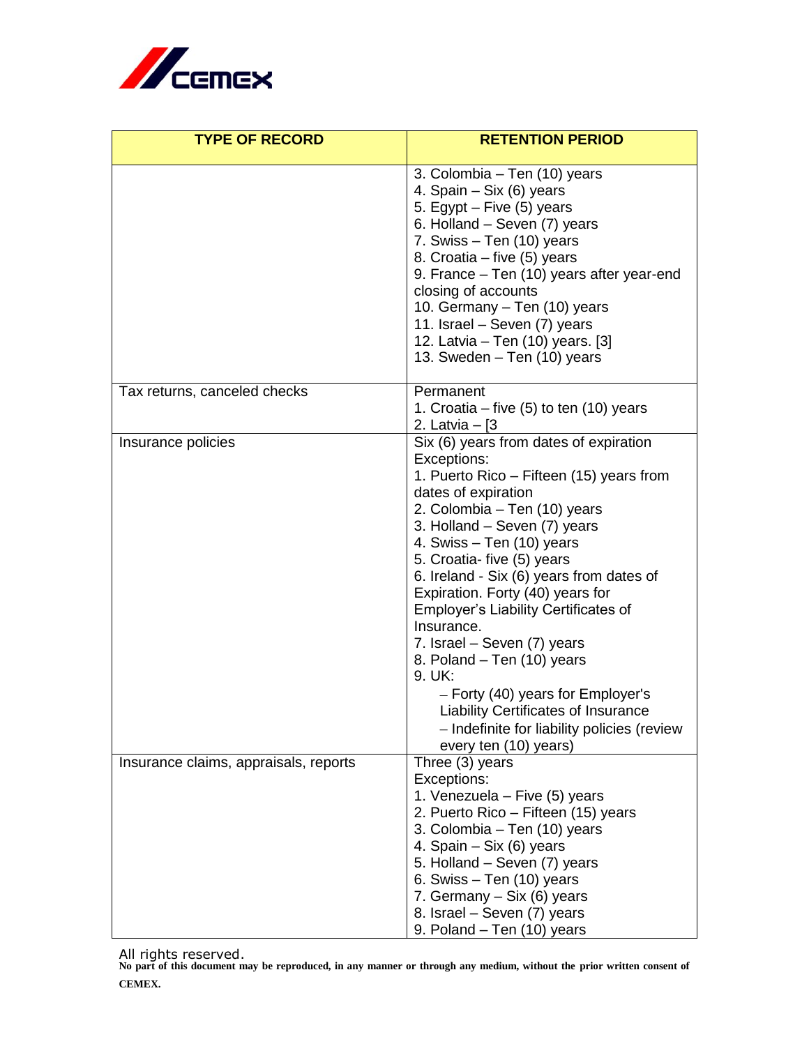| TYPE OF RECORD | RETENTION PERIOD |
|---|---|
| | 3. Colombia – Ten (10) years<br>4. Spain – Six (6) years<br>5. Egypt – Five (5) years<br>6. Holland – Seven (7) years<br>7. Swiss – Ten (10) years<br>8. Croatia – five (5) years<br>9. France – Ten (10) years after year-end closing of accounts<br>10. Germany – Ten (10) years<br>11. Israel – Seven (7) years<br>12. Latvia – Ten (10) years. [3]<br>13. Sweden – Ten (10) years |
| Tax returns, canceled checks | Permanent<br>1. Croatia – five (5) to ten (10) years<br>2. Latvia – [3 |
| Insurance policies | Six (6) years from dates of expiration<br>Exceptions:<br>1. Puerto Rico – Fifteen (15) years from dates of expiration<br>2. Colombia – Ten (10) years<br>3. Holland – Seven (7) years<br>4. Swiss – Ten (10) years<br>5. Croatia- five (5) years<br>6. Ireland - Six (6) years from dates of Expiration. Forty (40) years for Employer's Liability Certificates of Insurance.<br>7. Israel – Seven (7) years<br>8. Poland – Ten (10) years<br>9. UK:<br>– Forty (40) years for Employer's Liability Certificates of Insurance<br>– Indefinite for liability policies (review every ten (10) years) |
| Insurance claims, appraisals, reports | Three (3) years<br>Exceptions:<br>1. Venezuela – Five (5) years<br>2. Puerto Rico – Fifteen (15) years<br>3. Colombia – Ten (10) years<br>4. Spain – Six (6) years<br>5. Holland – Seven (7) years<br>6. Swiss – Ten (10) years<br>7. Germany – Six (6) years<br>8. Israel – Seven (7) years<br>9. Poland – Ten (10) years |

All rights reserved.
**No part of this document may be reproduced, in any manner or through any medium, without the prior written consent of CEMEX.**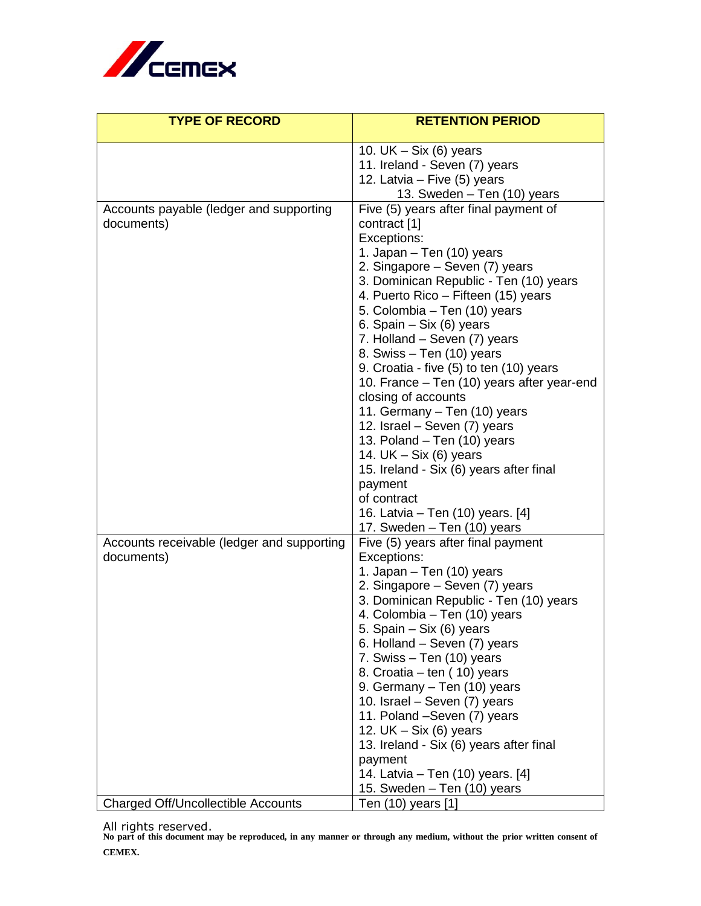| TYPE OF RECORD | RETENTION PERIOD |
|---|---|
| | 10. UK – Six (6) years<br>11. Ireland - Seven (7) years<br>12. Latvia – Five (5) years<br>13. Sweden – Ten (10) years |
| Accounts payable (ledger and supporting documents) | Five (5) years after final payment of contract [1]<br>Exceptions:<br>1. Japan – Ten (10) years<br>2. Singapore – Seven (7) years<br>3. Dominican Republic - Ten (10) years<br>4. Puerto Rico – Fifteen (15) years<br>5. Colombia – Ten (10) years<br>6. Spain – Six (6) years<br>7. Holland – Seven (7) years<br>8. Swiss – Ten (10) years<br>9. Croatia - five (5) to ten (10) years<br>10. France – Ten (10) years after year-end closing of accounts<br>11. Germany – Ten (10) years<br>12. Israel – Seven (7) years<br>13. Poland – Ten (10) years<br>14. UK – Six (6) years<br>15. Ireland - Six (6) years after final payment of contract<br>16. Latvia – Ten (10) years. [4]<br>17. Sweden – Ten (10) years |
| Accounts receivable (ledger and supporting documents) | Five (5) years after final payment<br>Exceptions:<br>1. Japan – Ten (10) years<br>2. Singapore – Seven (7) years<br>3. Dominican Republic - Ten (10) years<br>4. Colombia – Ten (10) years<br>5. Spain – Six (6) years<br>6. Holland – Seven (7) years<br>7. Swiss – Ten (10) years<br>8. Croatia – ten ( 10) years<br>9. Germany – Ten (10) years<br>10. Israel – Seven (7) years<br>11. Poland –Seven (7) years<br>12. UK – Six (6) years<br>13. Ireland - Six (6) years after final payment<br>14. Latvia – Ten (10) years. [4]<br>15. Sweden – Ten (10) years |
| Charged Off/Uncollectible Accounts | Ten (10) years [1] |

All rights reserved.

**No part of this document may be reproduced, in any manner or through any medium, without the prior written consent of CEMEX.**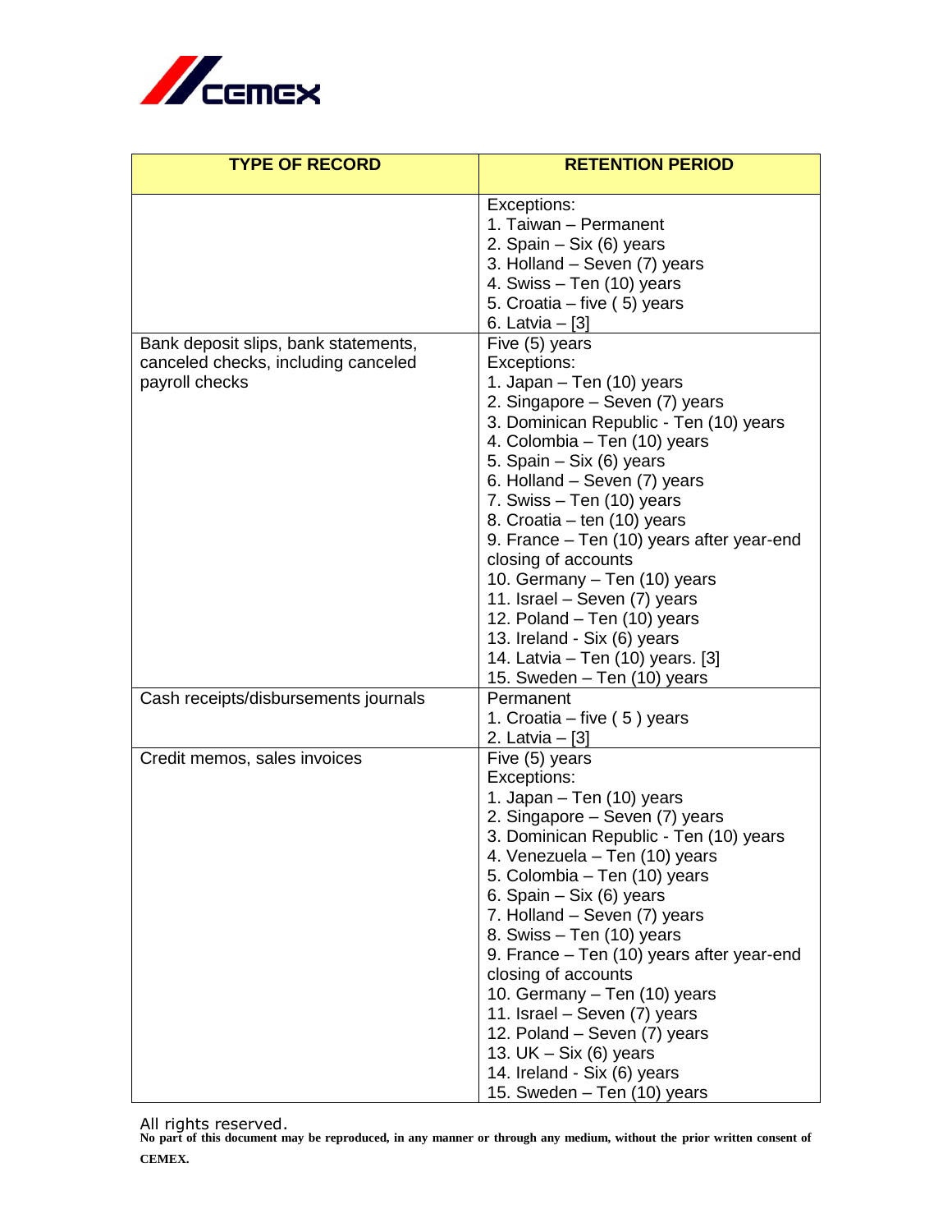| TYPE OF RECORD | RETENTION PERIOD |
|---|---|
| | Exceptions:<br>1. Taiwan – Permanent<br>2. Spain – Six (6) years<br>3. Holland – Seven (7) years<br>4. Swiss – Ten (10) years<br>5. Croatia – five ( 5) years<br>6. Latvia – [3] |
| Bank deposit slips, bank statements, canceled checks, including canceled payroll checks | Five (5) years<br>Exceptions:<br>1. Japan – Ten (10) years<br>2. Singapore – Seven (7) years<br>3. Dominican Republic - Ten (10) years<br>4. Colombia – Ten (10) years<br>5. Spain – Six (6) years<br>6. Holland – Seven (7) years<br>7. Swiss – Ten (10) years<br>8. Croatia – ten (10) years<br>9. France – Ten (10) years after year-end closing of accounts<br>10. Germany – Ten (10) years<br>11. Israel – Seven (7) years<br>12. Poland – Ten (10) years<br>13. Ireland - Six (6) years<br>14. Latvia – Ten (10) years. [3]<br>15. Sweden – Ten (10) years |
| Cash receipts/disbursements journals | Permanent<br>1. Croatia – five ( 5 ) years<br>2. Latvia – [3] |
| Credit memos, sales invoices | Five (5) years<br>Exceptions:<br>1. Japan – Ten (10) years<br>2. Singapore – Seven (7) years<br>3. Dominican Republic - Ten (10) years<br>4. Venezuela – Ten (10) years<br>5. Colombia – Ten (10) years<br>6. Spain – Six (6) years<br>7. Holland – Seven (7) years<br>8. Swiss – Ten (10) years<br>9. France – Ten (10) years after year-end closing of accounts<br>10. Germany – Ten (10) years<br>11. Israel – Seven (7) years<br>12. Poland – Seven (7) years<br>13. UK – Six (6) years<br>14. Ireland - Six (6) years<br>15. Sweden – Ten (10) years |

All rights reserved.
**No part of this document may be reproduced, in any manner or through any medium, without the prior written consent of CEMEX.**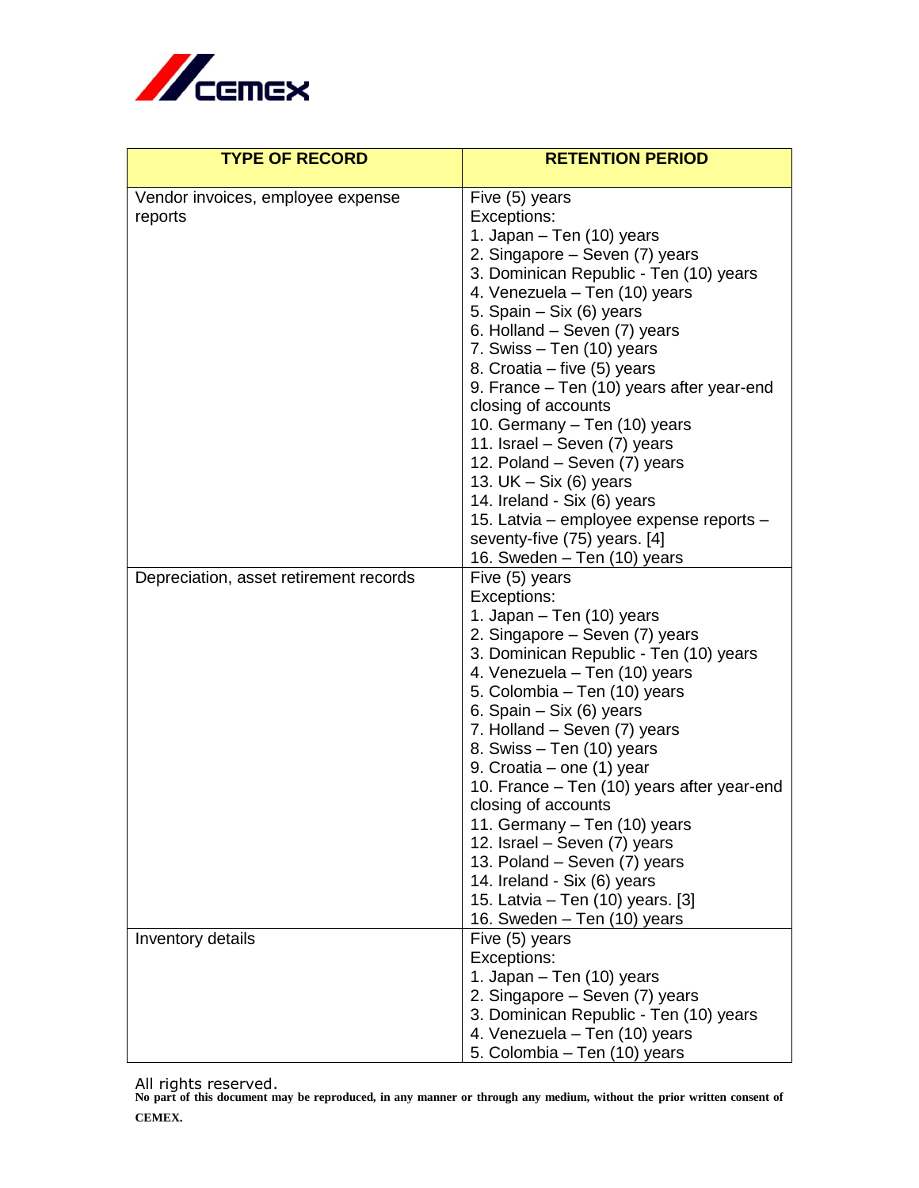| TYPE OF RECORD | RETENTION PERIOD |
|---|---|
| Vendor invoices, employee expense reports | Five (5) years<br>Exceptions:<br>1. Japan – Ten (10) years<br>2. Singapore – Seven (7) years<br>3. Dominican Republic - Ten (10) years<br>4. Venezuela – Ten (10) years<br>5. Spain – Six (6) years<br>6. Holland – Seven (7) years<br>7. Swiss – Ten (10) years<br>8. Croatia – five (5) years<br>9. France – Ten (10) years after year-end closing of accounts<br>10. Germany – Ten (10) years<br>11. Israel – Seven (7) years<br>12. Poland – Seven (7) years<br>13. UK – Six (6) years<br>14. Ireland - Six (6) years<br>15. Latvia – employee expense reports – seventy-five (75) years. [4]<br>16. Sweden – Ten (10) years |
| Depreciation, asset retirement records | Five (5) years<br>Exceptions:<br>1. Japan – Ten (10) years<br>2. Singapore – Seven (7) years<br>3. Dominican Republic - Ten (10) years<br>4. Venezuela – Ten (10) years<br>5. Colombia – Ten (10) years<br>6. Spain – Six (6) years<br>7. Holland – Seven (7) years<br>8. Swiss – Ten (10) years<br>9. Croatia – one (1) year<br>10. France – Ten (10) years after year-end closing of accounts<br>11. Germany – Ten (10) years<br>12. Israel – Seven (7) years<br>13. Poland – Seven (7) years<br>14. Ireland - Six (6) years<br>15. Latvia – Ten (10) years. [3]<br>16. Sweden – Ten (10) years |
| Inventory details | Five (5) years<br>Exceptions:<br>1. Japan – Ten (10) years<br>2. Singapore – Seven (7) years<br>3. Dominican Republic - Ten (10) years<br>4. Venezuela – Ten (10) years<br>5. Colombia – Ten (10) years |

All rights reserved.
**No part of this document may be reproduced, in any manner or through any medium, without the prior written consent of CEMEX.**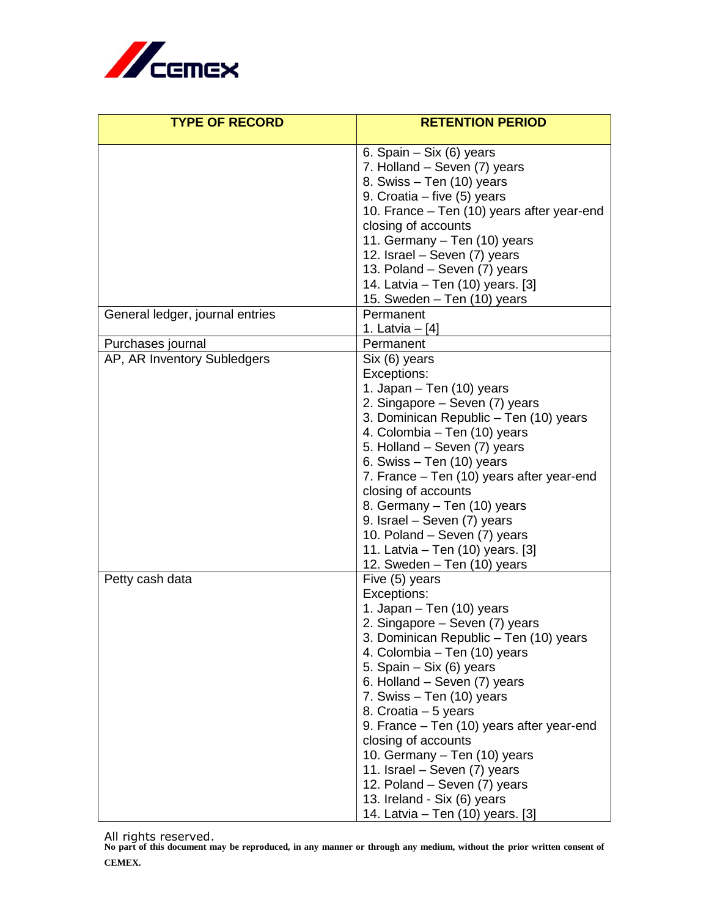| TYPE OF RECORD | RETENTION PERIOD |
|---|---|
| | 6. Spain – Six (6) years<br>7. Holland – Seven (7) years<br>8. Swiss – Ten (10) years<br>9. Croatia – five (5) years<br>10. France – Ten (10) years after year-end closing of accounts<br>11. Germany – Ten (10) years<br>12. Israel – Seven (7) years<br>13. Poland – Seven (7) years<br>14. Latvia – Ten (10) years. [3]<br>15. Sweden – Ten (10) years |
| General ledger, journal entries | Permanent<br>1. Latvia – [4] |
| Purchases journal | Permanent |
| AP, AR Inventory Subledgers | Six (6) years<br>Exceptions:<br>1. Japan – Ten (10) years<br>2. Singapore – Seven (7) years<br>3. Dominican Republic – Ten (10) years<br>4. Colombia – Ten (10) years<br>5. Holland – Seven (7) years<br>6. Swiss – Ten (10) years<br>7. France – Ten (10) years after year-end closing of accounts<br>8. Germany – Ten (10) years<br>9. Israel – Seven (7) years<br>10. Poland – Seven (7) years<br>11. Latvia – Ten (10) years. [3]<br>12. Sweden – Ten (10) years |
| Petty cash data | Five (5) years<br>Exceptions:<br>1. Japan – Ten (10) years<br>2. Singapore – Seven (7) years<br>3. Dominican Republic – Ten (10) years<br>4. Colombia – Ten (10) years<br>5. Spain – Six (6) years<br>6. Holland – Seven (7) years<br>7. Swiss – Ten (10) years<br>8. Croatia – 5 years<br>9. France – Ten (10) years after year-end closing of accounts<br>10. Germany – Ten (10) years<br>11. Israel – Seven (7) years<br>12. Poland – Seven (7) years<br>13. Ireland - Six (6) years<br>14. Latvia – Ten (10) years. [3] |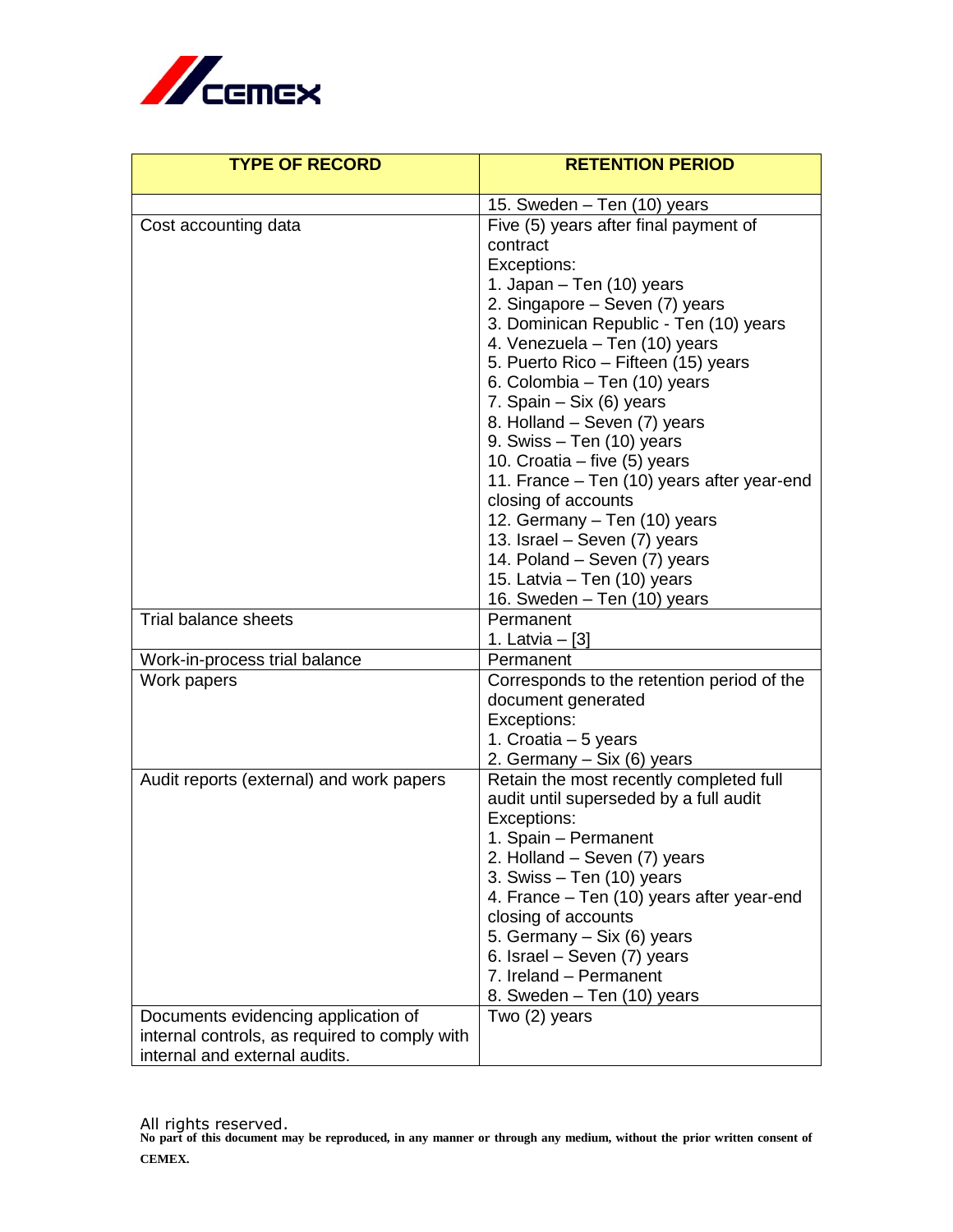| TYPE OF RECORD | RETENTION PERIOD |
| --- | --- |
| | 15. Sweden – Ten (10) years |
| Cost accounting data | Five (5) years after final payment of contract<br>Exceptions:<br>1. Japan – Ten (10) years<br>2. Singapore – Seven (7) years<br>3. Dominican Republic - Ten (10) years<br>4. Venezuela – Ten (10) years<br>5. Puerto Rico – Fifteen (15) years<br>6. Colombia – Ten (10) years<br>7. Spain – Six (6) years<br>8. Holland – Seven (7) years<br>9. Swiss – Ten (10) years<br>10. Croatia – five (5) years<br>11. France – Ten (10) years after year-end closing of accounts<br>12. Germany – Ten (10) years<br>13. Israel – Seven (7) years<br>14. Poland – Seven (7) years<br>15. Latvia – Ten (10) years<br>16. Sweden – Ten (10) years |
| Trial balance sheets | Permanent<br>1. Latvia – [3] |
| Work-in-process trial balance | Permanent |
| Work papers | Corresponds to the retention period of the document generated<br>Exceptions:<br>1. Croatia – 5 years<br>2. Germany – Six (6) years |
| Audit reports (external) and work papers | Retain the most recently completed full audit until superseded by a full audit<br>Exceptions:<br>1. Spain – Permanent<br>2. Holland – Seven (7) years<br>3. Swiss – Ten (10) years<br>4. France – Ten (10) years after year-end closing of accounts<br>5. Germany – Six (6) years<br>6. Israel – Seven (7) years<br>7. Ireland – Permanent<br>8. Sweden – Ten (10) years |
| Documents evidencing application of internal controls, as required to comply with internal and external audits. | Two (2) years |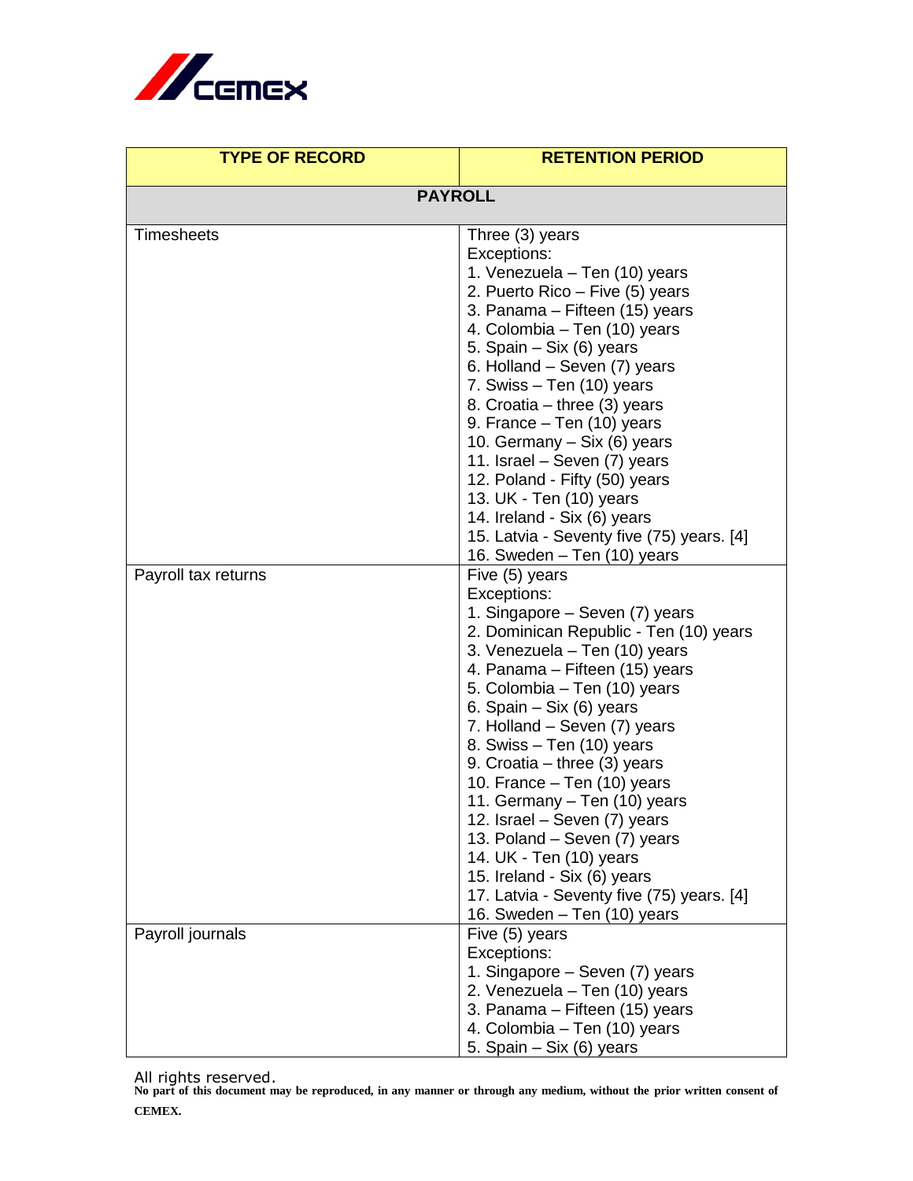| TYPE OF RECORD | RETENTION PERIOD |
|---|---|
| **PAYROLL** | |
| Timesheets | Three (3) years<br>Exceptions:<br>1. Venezuela – Ten (10) years<br>2. Puerto Rico – Five (5) years<br>3. Panama – Fifteen (15) years<br>4. Colombia – Ten (10) years<br>5. Spain – Six (6) years<br>6. Holland – Seven (7) years<br>7. Swiss – Ten (10) years<br>8. Croatia – three (3) years<br>9. France – Ten (10) years<br>10. Germany – Six (6) years<br>11. Israel – Seven (7) years<br>12. Poland - Fifty (50) years<br>13. UK - Ten (10) years<br>14. Ireland - Six (6) years<br>15. Latvia - Seventy five (75) years. [4]<br>16. Sweden – Ten (10) years |
| Payroll tax returns | Five (5) years<br>Exceptions:<br>1. Singapore – Seven (7) years<br>2. Dominican Republic - Ten (10) years<br>3. Venezuela – Ten (10) years<br>4. Panama – Fifteen (15) years<br>5. Colombia – Ten (10) years<br>6. Spain – Six (6) years<br>7. Holland – Seven (7) years<br>8. Swiss – Ten (10) years<br>9. Croatia – three (3) years<br>10. France – Ten (10) years<br>11. Germany – Ten (10) years<br>12. Israel – Seven (7) years<br>13. Poland – Seven (7) years<br>14. UK - Ten (10) years<br>15. Ireland - Six (6) years<br>17. Latvia - Seventy five (75) years. [4]<br>16. Sweden – Ten (10) years |
| Payroll journals | Five (5) years<br>Exceptions:<br>1. Singapore – Seven (7) years<br>2. Venezuela – Ten (10) years<br>3. Panama – Fifteen (15) years<br>4. Colombia – Ten (10) years<br>5. Spain – Six (6) years |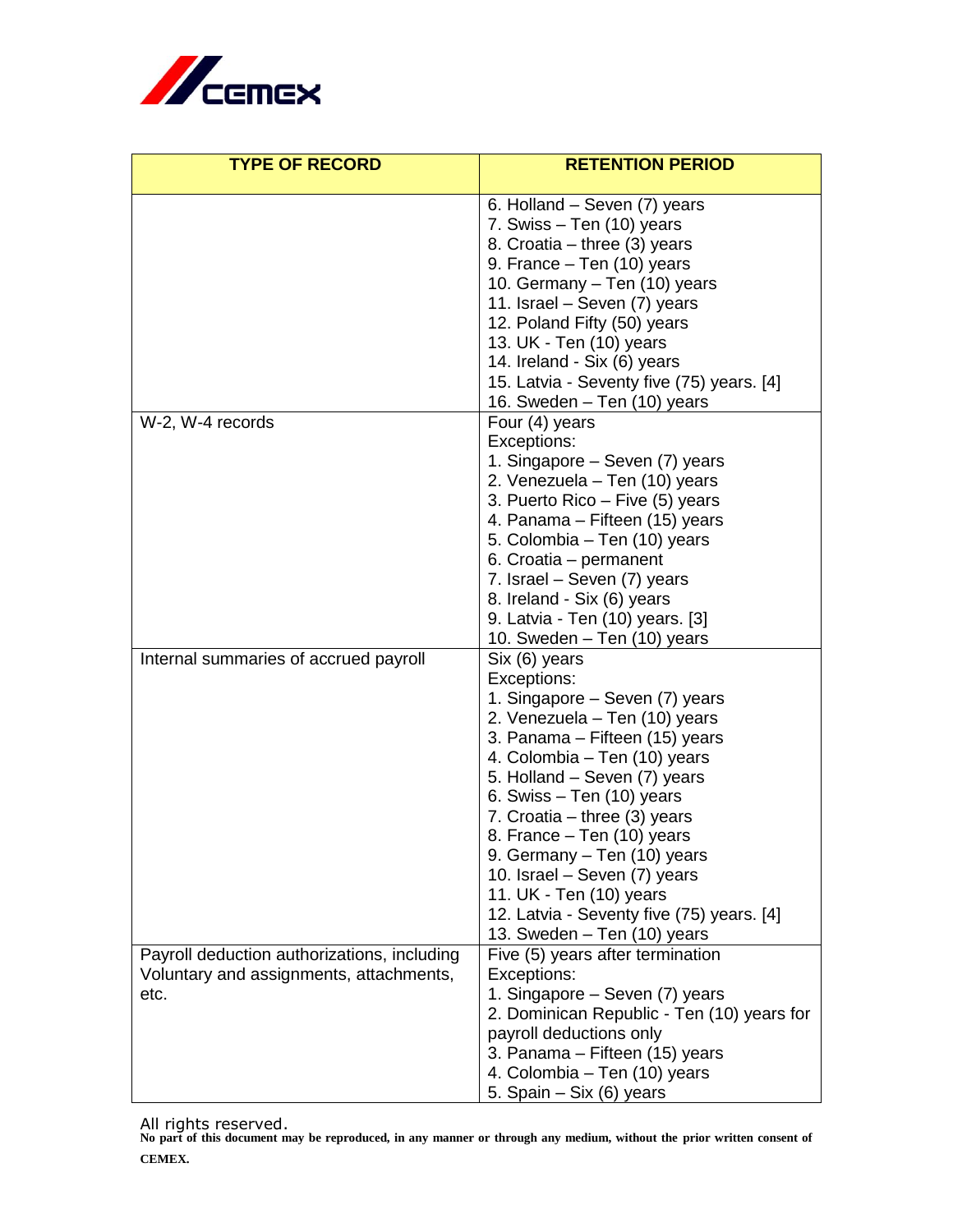| TYPE OF RECORD | RETENTION PERIOD |
|---|---|
| | 6. Holland – Seven (7) years<br>7. Swiss – Ten (10) years<br>8. Croatia – three (3) years<br>9. France – Ten (10) years<br>10. Germany – Ten (10) years<br>11. Israel – Seven (7) years<br>12. Poland Fifty (50) years<br>13. UK - Ten (10) years<br>14. Ireland - Six (6) years<br>15. Latvia - Seventy five (75) years. [4]<br>16. Sweden – Ten (10) years |
| W-2, W-4 records | Four (4) years<br>Exceptions:<br>1. Singapore – Seven (7) years<br>2. Venezuela – Ten (10) years<br>3. Puerto Rico – Five (5) years<br>4. Panama – Fifteen (15) years<br>5. Colombia – Ten (10) years<br>6. Croatia – permanent<br>7. Israel – Seven (7) years<br>8. Ireland - Six (6) years<br>9. Latvia - Ten (10) years. [3]<br>10. Sweden – Ten (10) years |
| Internal summaries of accrued payroll | Six (6) years<br>Exceptions:<br>1. Singapore – Seven (7) years<br>2. Venezuela – Ten (10) years<br>3. Panama – Fifteen (15) years<br>4. Colombia – Ten (10) years<br>5. Holland – Seven (7) years<br>6. Swiss – Ten (10) years<br>7. Croatia – three (3) years<br>8. France – Ten (10) years<br>9. Germany – Ten (10) years<br>10. Israel – Seven (7) years<br>11. UK - Ten (10) years<br>12. Latvia - Seventy five (75) years. [4]<br>13. Sweden – Ten (10) years |
| Payroll deduction authorizations, including Voluntary and assignments, attachments, etc. | Five (5) years after termination<br>Exceptions:<br>1. Singapore – Seven (7) years<br>2. Dominican Republic - Ten (10) years for payroll deductions only<br>3. Panama – Fifteen (15) years<br>4. Colombia – Ten (10) years<br>5. Spain – Six (6) years |

All rights reserved.
**No part of this document may be reproduced, in any manner or through any medium, without the prior written consent of CEMEX.**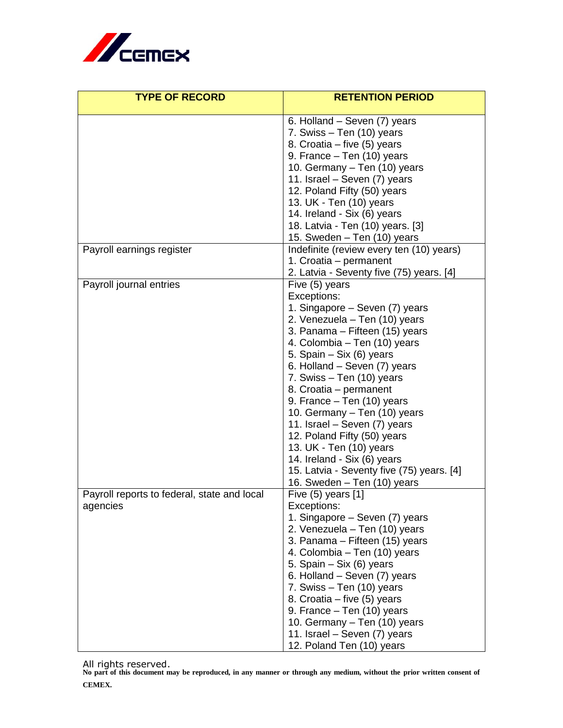| TYPE OF RECORD | RETENTION PERIOD |
|---|---|
| | 6. Holland – Seven (7) years<br>7. Swiss – Ten (10) years<br>8. Croatia – five (5) years<br>9. France – Ten (10) years<br>10. Germany – Ten (10) years<br>11. Israel – Seven (7) years<br>12. Poland Fifty (50) years<br>13. UK - Ten (10) years<br>14. Ireland - Six (6) years<br>18. Latvia - Ten (10) years. [3]<br>15. Sweden – Ten (10) years |
| Payroll earnings register | Indefinite (review every ten (10) years)<br>1. Croatia – permanent<br>2. Latvia - Seventy five (75) years. [4] |
| Payroll journal entries | Five (5) years<br>Exceptions:<br>1. Singapore – Seven (7) years<br>2. Venezuela – Ten (10) years<br>3. Panama – Fifteen (15) years<br>4. Colombia – Ten (10) years<br>5. Spain – Six (6) years<br>6. Holland – Seven (7) years<br>7. Swiss – Ten (10) years<br>8. Croatia – permanent<br>9. France – Ten (10) years<br>10. Germany – Ten (10) years<br>11. Israel – Seven (7) years<br>12. Poland Fifty (50) years<br>13. UK - Ten (10) years<br>14. Ireland - Six (6) years<br>15. Latvia - Seventy five (75) years. [4]<br>16. Sweden – Ten (10) years |
| Payroll reports to federal, state and local agencies | Five (5) years [1]<br>Exceptions:<br>1. Singapore – Seven (7) years<br>2. Venezuela – Ten (10) years<br>3. Panama – Fifteen (15) years<br>4. Colombia – Ten (10) years<br>5. Spain – Six (6) years<br>6. Holland – Seven (7) years<br>7. Swiss – Ten (10) years<br>8. Croatia – five (5) years<br>9. France – Ten (10) years<br>10. Germany – Ten (10) years<br>11. Israel – Seven (7) years<br>12. Poland Ten (10) years |

All rights reserved.

**No part of this document may be reproduced, in any manner or through any medium, without the prior written consent of CEMEX.**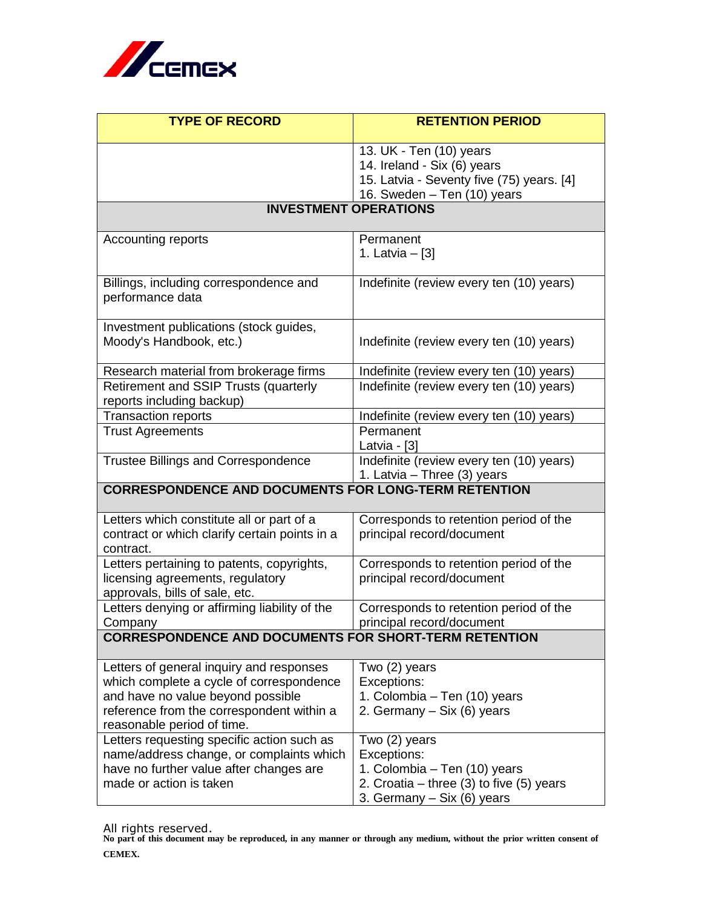| TYPE OF RECORD | RETENTION PERIOD |
|---|---|
| | 13. UK - Ten (10) years<br>14. Ireland - Six (6) years<br>15. Latvia - Seventy five (75) years. [4]<br>16. Sweden – Ten (10) years |
| **INVESTMENT OPERATIONS** | |
| Accounting reports | Permanent<br>1. Latvia – [3] |
| Billings, including correspondence and performance data | Indefinite (review every ten (10) years) |
| Investment publications (stock guides, Moody's Handbook, etc.) | Indefinite (review every ten (10) years) |
| Research material from brokerage firms | Indefinite (review every ten (10) years) |
| Retirement and SSIP Trusts (quarterly reports including backup) | Indefinite (review every ten (10) years) |
| Transaction reports | Indefinite (review every ten (10) years) |
| Trust Agreements | Permanent<br>Latvia - [3] |
| Trustee Billings and Correspondence | Indefinite (review every ten (10) years)<br>1. Latvia – Three (3) years |
| **CORRESPONDENCE AND DOCUMENTS FOR LONG-TERM RETENTION** | |
| Letters which constitute all or part of a contract or which clarify certain points in a contract. | Corresponds to retention period of the principal record/document |
| Letters pertaining to patents, copyrights, licensing agreements, regulatory approvals, bills of sale, etc. | Corresponds to retention period of the principal record/document |
| Letters denying or affirming liability of the Company | Corresponds to retention period of the principal record/document |
| **CORRESPONDENCE AND DOCUMENTS FOR SHORT-TERM RETENTION** | |
| Letters of general inquiry and responses which complete a cycle of correspondence and have no value beyond possible reference from the correspondent within a reasonable period of time. | Two (2) years<br>Exceptions:<br>1. Colombia – Ten (10) years<br>2. Germany – Six (6) years |
| Letters requesting specific action such as name/address change, or complaints which have no further value after changes are made or action is taken | Two (2) years<br>Exceptions:<br>1. Colombia – Ten (10) years<br>2. Croatia – three (3) to five (5) years<br>3. Germany – Six (6) years |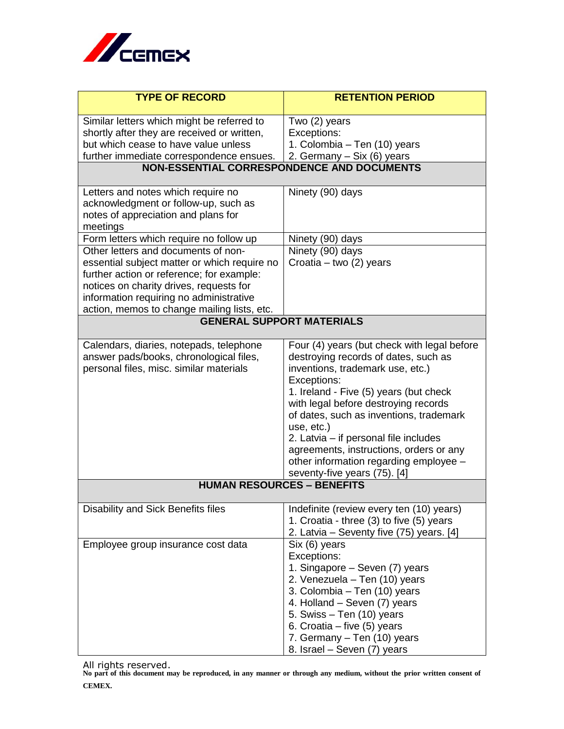| TYPE OF RECORD | RETENTION PERIOD |
|---|---|
| Similar letters which might be referred to shortly after they are received or written, but which cease to have value unless further immediate correspondence ensues. | Two (2) years<br>Exceptions:<br>1. Colombia – Ten (10) years<br>2. Germany – Six (6) years |
| **NON-ESSENTIAL CORRESPONDENCE AND DOCUMENTS** | |
| Letters and notes which require no acknowledgment or follow-up, such as notes of appreciation and plans for meetings | Ninety (90) days |
| Form letters which require no follow up | Ninety (90) days |
| Other letters and documents of non-essential subject matter or which require no further action or reference; for example: notices on charity drives, requests for information requiring no administrative action, memos to change mailing lists, etc. | Ninety (90) days<br>Croatia – two (2) years |
| **GENERAL SUPPORT MATERIALS** | |
| Calendars, diaries, notepads, telephone answer pads/books, chronological files, personal files, misc. similar materials | Four (4) years (but check with legal before destroying records of dates, such as inventions, trademark use, etc.)<br>Exceptions:<br>1. Ireland - Five (5) years (but check with legal before destroying records of dates, such as inventions, trademark use, etc.)<br>2. Latvia – if personal file includes agreements, instructions, orders or any other information regarding employee – seventy-five years (75). [4] |
| **HUMAN RESOURCES – BENEFITS** | |
| Disability and Sick Benefits files | Indefinite (review every ten (10) years)<br>1. Croatia - three (3) to five (5) years<br>2. Latvia – Seventy five (75) years. [4] |
| Employee group insurance cost data | Six (6) years<br>Exceptions:<br>1. Singapore – Seven (7) years<br>2. Venezuela – Ten (10) years<br>3. Colombia – Ten (10) years<br>4. Holland – Seven (7) years<br>5. Swiss – Ten (10) years<br>6. Croatia – five (5) years<br>7. Germany – Ten (10) years<br>8. Israel – Seven (7) years |

All rights reserved.
**No part of this document may be reproduced, in any manner or through any medium, without the prior written consent of CEMEX.**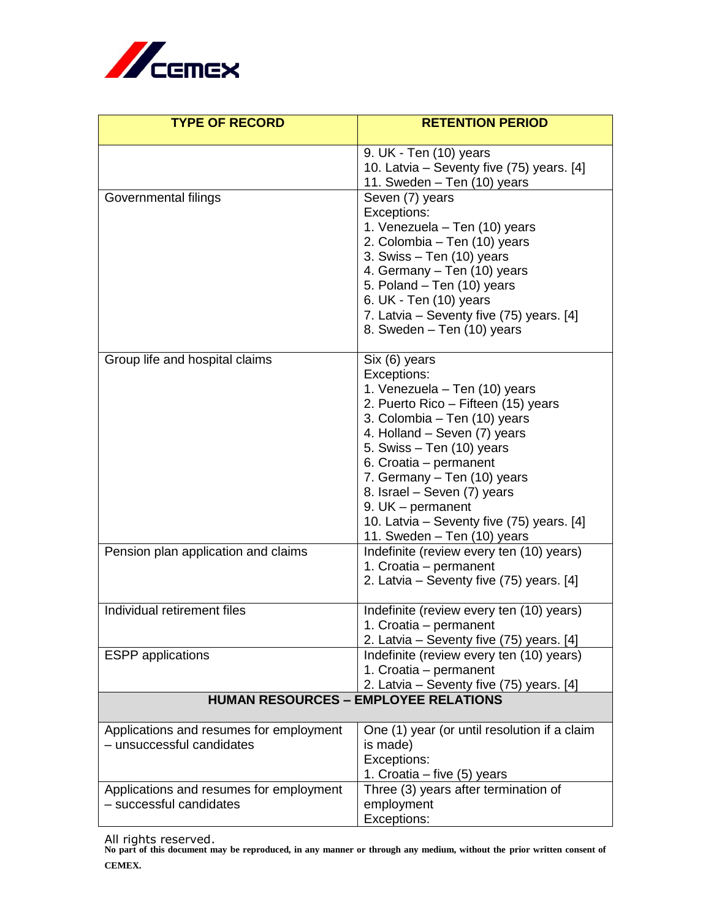| TYPE OF RECORD | RETENTION PERIOD |
|---|---|
| | 9. UK - Ten (10) years<br>10. Latvia – Seventy five (75) years. [4]<br>11. Sweden – Ten (10) years |
| Governmental filings | Seven (7) years<br>Exceptions:<br>1. Venezuela – Ten (10) years<br>2. Colombia – Ten (10) years<br>3. Swiss – Ten (10) years<br>4. Germany – Ten (10) years<br>5. Poland – Ten (10) years<br>6. UK - Ten (10) years<br>7. Latvia – Seventy five (75) years. [4]<br>8. Sweden – Ten (10) years |
| Group life and hospital claims | Six (6) years<br>Exceptions:<br>1. Venezuela – Ten (10) years<br>2. Puerto Rico – Fifteen (15) years<br>3. Colombia – Ten (10) years<br>4. Holland – Seven (7) years<br>5. Swiss – Ten (10) years<br>6. Croatia – permanent<br>7. Germany – Ten (10) years<br>8. Israel – Seven (7) years<br>9. UK – permanent<br>10. Latvia – Seventy five (75) years. [4]<br>11. Sweden – Ten (10) years |
| Pension plan application and claims | Indefinite (review every ten (10) years)<br>1. Croatia – permanent<br>2. Latvia – Seventy five (75) years. [4] |
| Individual retirement files | Indefinite (review every ten (10) years)<br>1. Croatia – permanent<br>2. Latvia – Seventy five (75) years. [4] |
| ESPP applications | Indefinite (review every ten (10) years)<br>1. Croatia – permanent<br>2. Latvia – Seventy five (75) years. [4] |
| **HUMAN RESOURCES – EMPLOYEE RELATIONS** | |
| Applications and resumes for employment – unsuccessful candidates | One (1) year (or until resolution if a claim is made)<br>Exceptions:<br>1. Croatia – five (5) years |
| Applications and resumes for employment – successful candidates | Three (3) years after termination of employment<br>Exceptions: |

All rights reserved.
**No part of this document may be reproduced, in any manner or through any medium, without the prior written consent of CEMEX.**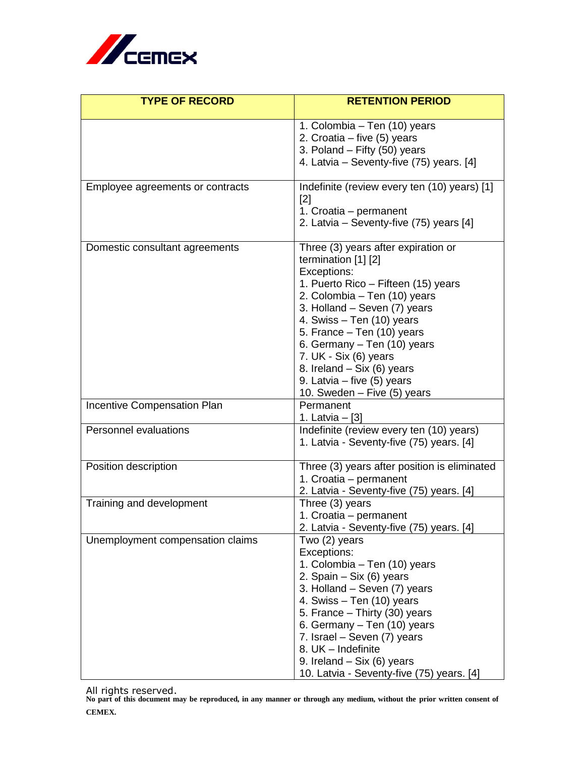| TYPE OF RECORD | RETENTION PERIOD |
|---|---|
| | 1. Colombia – Ten (10) years<br>2. Croatia – five (5) years<br>3. Poland – Fifty (50) years<br>4. Latvia – Seventy-five (75) years. [4] |
| Employee agreements or contracts | Indefinite (review every ten (10) years) [1] [2]<br>1. Croatia – permanent<br>2. Latvia – Seventy-five (75) years [4] |
| Domestic consultant agreements | Three (3) years after expiration or termination [1] [2]<br>Exceptions:<br>1. Puerto Rico – Fifteen (15) years<br>2. Colombia – Ten (10) years<br>3. Holland – Seven (7) years<br>4. Swiss – Ten (10) years<br>5. France – Ten (10) years<br>6. Germany – Ten (10) years<br>7. UK - Six (6) years<br>8. Ireland – Six (6) years<br>9. Latvia – five (5) years<br>10. Sweden – Five (5) years |
| Incentive Compensation Plan | Permanent<br>1. Latvia – [3] |
| Personnel evaluations | Indefinite (review every ten (10) years)<br>1. Latvia - Seventy-five (75) years. [4] |
| Position description | Three (3) years after position is eliminated<br>1. Croatia – permanent<br>2. Latvia - Seventy-five (75) years. [4] |
| Training and development | Three (3) years<br>1. Croatia – permanent<br>2. Latvia - Seventy-five (75) years. [4] |
| Unemployment compensation claims | Two (2) years<br>Exceptions:<br>1. Colombia – Ten (10) years<br>2. Spain – Six (6) years<br>3. Holland – Seven (7) years<br>4. Swiss – Ten (10) years<br>5. France – Thirty (30) years<br>6. Germany – Ten (10) years<br>7. Israel – Seven (7) years<br>8. UK – Indefinite<br>9. Ireland – Six (6) years<br>10. Latvia - Seventy-five (75) years. [4] |

All rights reserved.
**No part of this document may be reproduced, in any manner or through any medium, without the prior written consent of CEMEX.**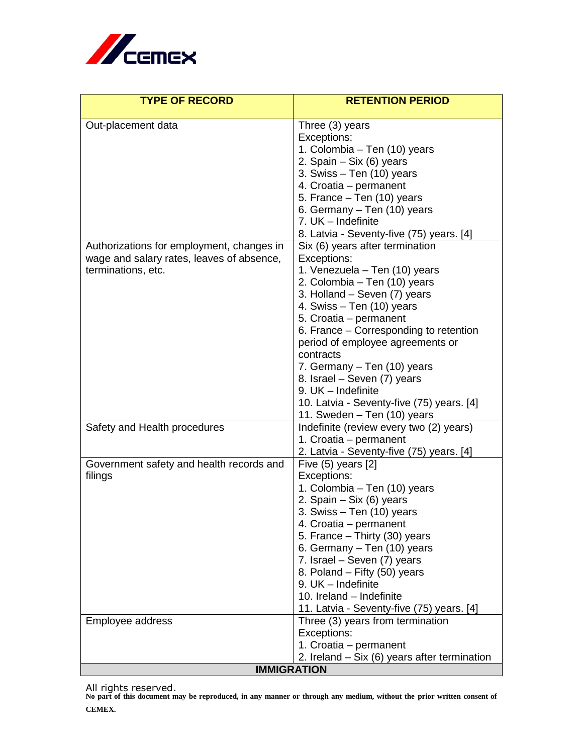| TYPE OF RECORD | RETENTION PERIOD |
| --- | --- |
| Out-placement data | Three (3) years<br>Exceptions:<br>1. Colombia – Ten (10) years<br>2. Spain – Six (6) years<br>3. Swiss – Ten (10) years<br>4. Croatia – permanent<br>5. France – Ten (10) years<br>6. Germany – Ten (10) years<br>7. UK – Indefinite<br>8. Latvia - Seventy-five (75) years. [4] |
| Authorizations for employment, changes in wage and salary rates, leaves of absence, terminations, etc. | Six (6) years after termination<br>Exceptions:<br>1. Venezuela – Ten (10) years<br>2. Colombia – Ten (10) years<br>3. Holland – Seven (7) years<br>4. Swiss – Ten (10) years<br>5. Croatia – permanent<br>6. France – Corresponding to retention period of employee agreements or contracts<br>7. Germany – Ten (10) years<br>8. Israel – Seven (7) years<br>9. UK – Indefinite<br>10. Latvia - Seventy-five (75) years. [4]<br>11. Sweden – Ten (10) years |
| Safety and Health procedures | Indefinite (review every two (2) years)<br>1. Croatia – permanent<br>2. Latvia - Seventy-five (75) years. [4] |
| Government safety and health records and filings | Five (5) years [2]<br>Exceptions:<br>1. Colombia – Ten (10) years<br>2. Spain – Six (6) years<br>3. Swiss – Ten (10) years<br>4. Croatia – permanent<br>5. France – Thirty (30) years<br>6. Germany – Ten (10) years<br>7. Israel – Seven (7) years<br>8. Poland – Fifty (50) years<br>9. UK – Indefinite<br>10. Ireland – Indefinite<br>11. Latvia - Seventy-five (75) years. [4] |
| Employee address | Three (3) years from termination<br>Exceptions:<br>1. Croatia – permanent<br>2. Ireland – Six (6) years after termination |
| **IMMIGRATION** | |

All rights reserved.
**No part of this document may be reproduced, in any manner or through any medium, without the prior written consent of CEMEX.**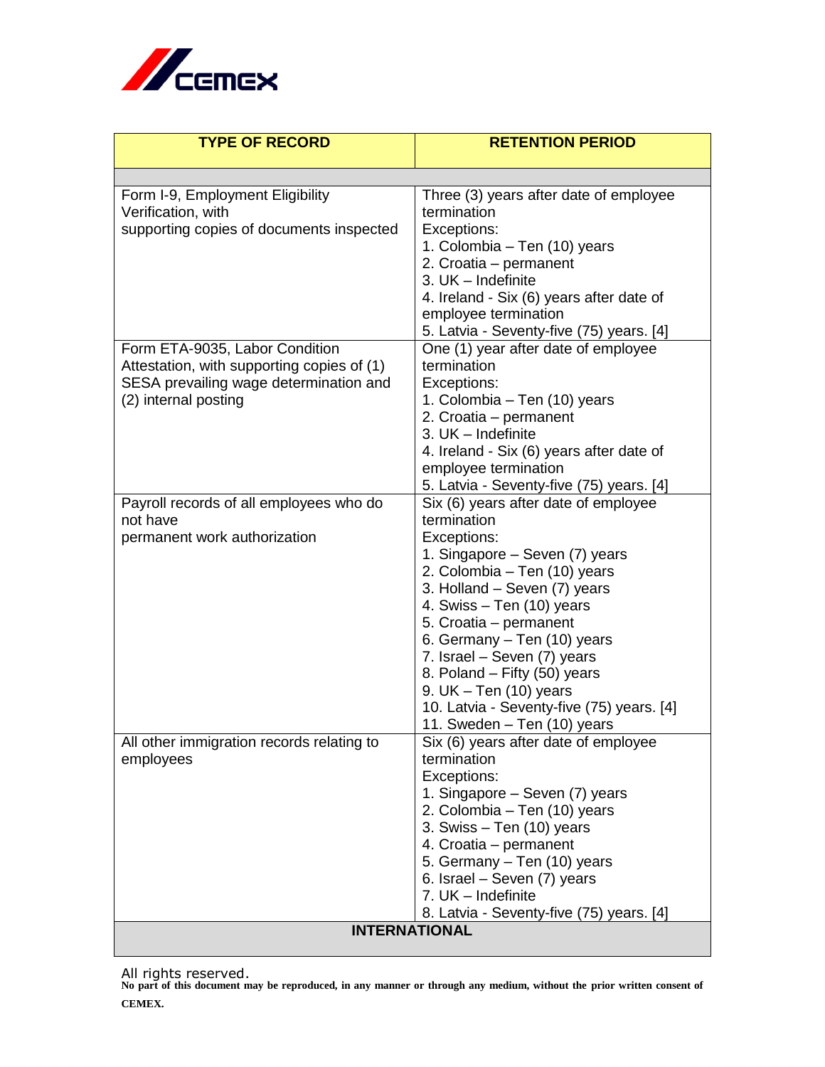| TYPE OF RECORD | RETENTION PERIOD |
|---|---|
| | |
| Form I-9, Employment Eligibility Verification, with supporting copies of documents inspected | Three (3) years after date of employee termination<br>Exceptions:<br>1. Colombia – Ten (10) years<br>2. Croatia – permanent<br>3. UK – Indefinite<br>4. Ireland - Six (6) years after date of employee termination<br>5. Latvia - Seventy-five (75) years. [4] |
| Form ETA-9035, Labor Condition Attestation, with supporting copies of (1) SESA prevailing wage determination and (2) internal posting | One (1) year after date of employee termination<br>Exceptions:<br>1. Colombia – Ten (10) years<br>2. Croatia – permanent<br>3. UK – Indefinite<br>4. Ireland - Six (6) years after date of employee termination<br>5. Latvia - Seventy-five (75) years. [4] |
| Payroll records of all employees who do not have permanent work authorization | Six (6) years after date of employee termination<br>Exceptions:<br>1. Singapore – Seven (7) years<br>2. Colombia – Ten (10) years<br>3. Holland – Seven (7) years<br>4. Swiss – Ten (10) years<br>5. Croatia – permanent<br>6. Germany – Ten (10) years<br>7. Israel – Seven (7) years<br>8. Poland – Fifty (50) years<br>9. UK – Ten (10) years<br>10. Latvia - Seventy-five (75) years. [4]<br>11. Sweden – Ten (10) years |
| All other immigration records relating to employees | Six (6) years after date of employee termination<br>Exceptions:<br>1. Singapore – Seven (7) years<br>2. Colombia – Ten (10) years<br>3. Swiss – Ten (10) years<br>4. Croatia – permanent<br>5. Germany – Ten (10) years<br>6. Israel – Seven (7) years<br>7. UK – Indefinite<br>8. Latvia - Seventy-five (75) years. [4] |
| **INTERNATIONAL** | |

All rights reserved.
**No part of this document may be reproduced, in any manner or through any medium, without the prior written consent of CEMEX.**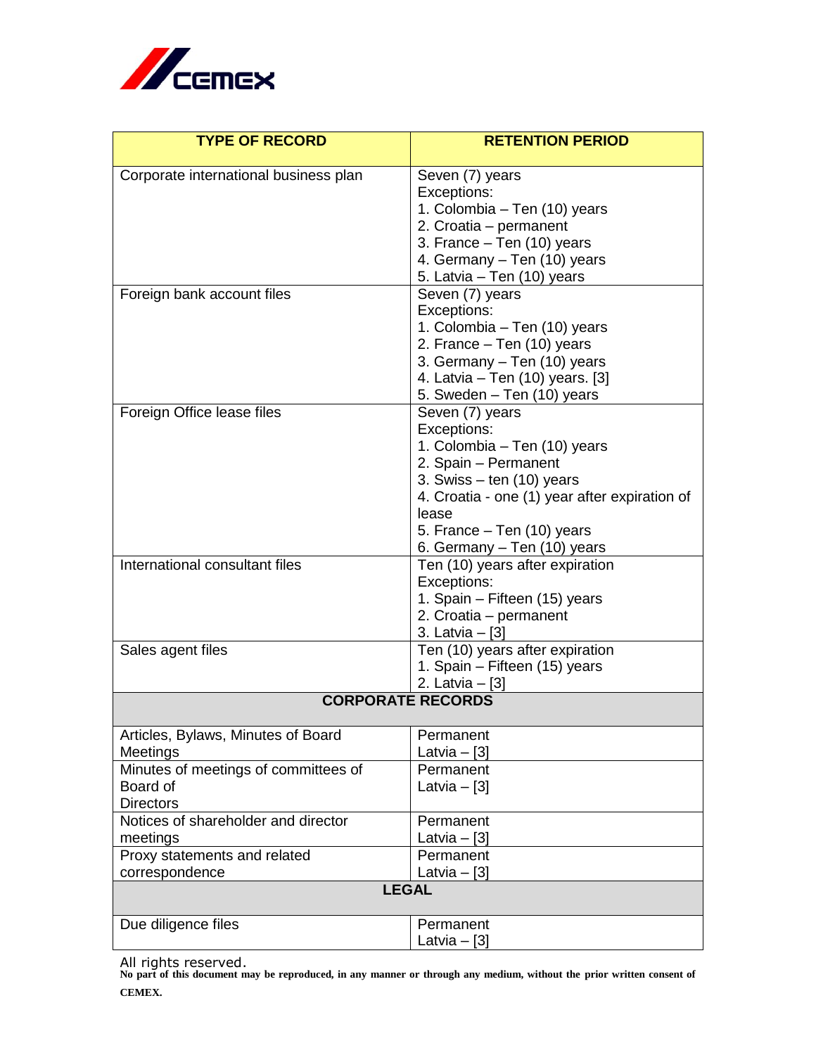| TYPE OF RECORD | RETENTION PERIOD |
|---|---|
| Corporate international business plan | Seven (7) years<br>Exceptions:<br>1. Colombia – Ten (10) years<br>2. Croatia – permanent<br>3. France – Ten (10) years<br>4. Germany – Ten (10) years<br>5. Latvia – Ten (10) years |
| Foreign bank account files | Seven (7) years<br>Exceptions:<br>1. Colombia – Ten (10) years<br>2. France – Ten (10) years<br>3. Germany – Ten (10) years<br>4. Latvia – Ten (10) years. [3]<br>5. Sweden – Ten (10) years |
| Foreign Office lease files | Seven (7) years<br>Exceptions:<br>1. Colombia – Ten (10) years<br>2. Spain – Permanent<br>3. Swiss – ten (10) years<br>4. Croatia - one (1) year after expiration of lease<br>5. France – Ten (10) years<br>6. Germany – Ten (10) years |
| International consultant files | Ten (10) years after expiration<br>Exceptions:<br>1. Spain – Fifteen (15) years<br>2. Croatia – permanent<br>3. Latvia – [3] |
| Sales agent files | Ten (10) years after expiration<br>1. Spain – Fifteen (15) years<br>2. Latvia – [3] |
| **CORPORATE RECORDS** | |
| Articles, Bylaws, Minutes of Board Meetings | Permanent<br>Latvia – [3] |
| Minutes of meetings of committees of Board of Directors | Permanent<br>Latvia – [3] |
| Notices of shareholder and director meetings | Permanent<br>Latvia – [3] |
| Proxy statements and related correspondence | Permanent<br>Latvia – [3] |
| **LEGAL** | |
| Due diligence files | Permanent<br>Latvia – [3] |

All rights reserved.
**No part of this document may be reproduced, in any manner or through any medium, without the prior written consent of CEMEX.**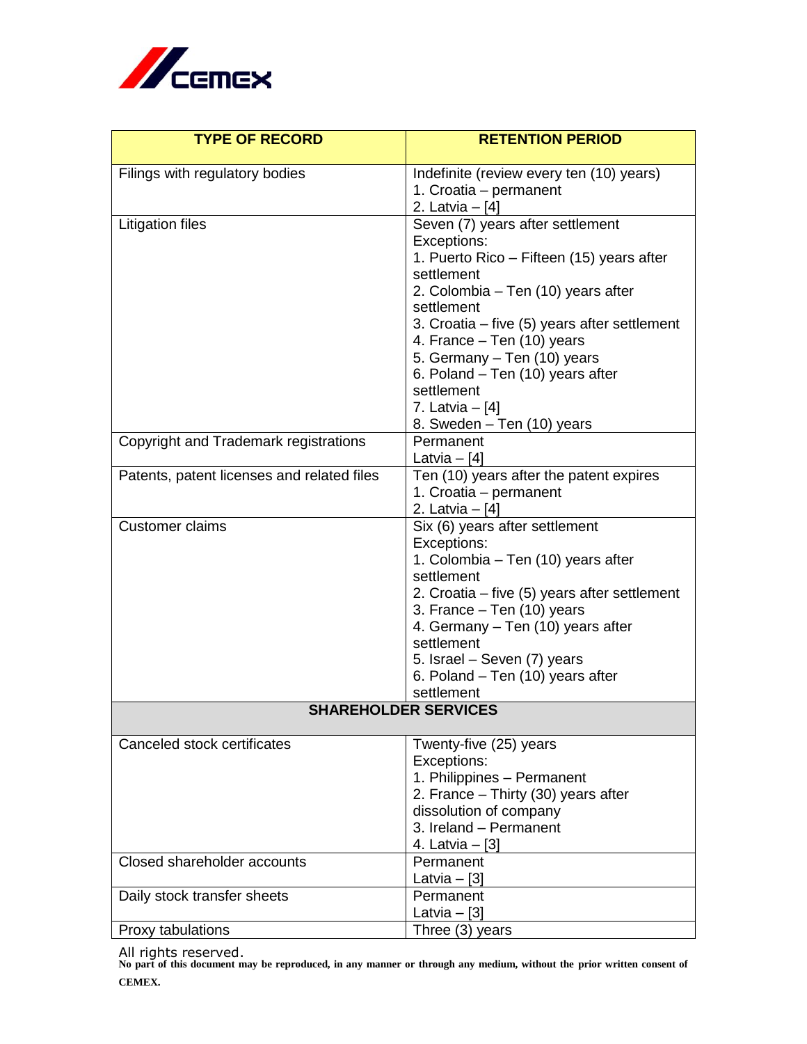| TYPE OF RECORD | RETENTION PERIOD |
| --- | --- |
| Filings with regulatory bodies | Indefinite (review every ten (10) years)<br>1. Croatia – permanent<br>2. Latvia – [4] |
| Litigation files | Seven (7) years after settlement<br>Exceptions:<br>1. Puerto Rico – Fifteen (15) years after settlement<br>2. Colombia – Ten (10) years after settlement<br>3. Croatia – five (5) years after settlement<br>4. France – Ten (10) years<br>5. Germany – Ten (10) years<br>6. Poland – Ten (10) years after settlement<br>7. Latvia – [4]<br>8. Sweden – Ten (10) years |
| Copyright and Trademark registrations | Permanent<br>Latvia – [4] |
| Patents, patent licenses and related files | Ten (10) years after the patent expires<br>1. Croatia – permanent<br>2. Latvia – [4] |
| Customer claims | Six (6) years after settlement<br>Exceptions:<br>1. Colombia – Ten (10) years after settlement<br>2. Croatia – five (5) years after settlement<br>3. France – Ten (10) years<br>4. Germany – Ten (10) years after settlement<br>5. Israel – Seven (7) years<br>6. Poland – Ten (10) years after settlement |
| **SHAREHOLDER SERVICES** | |
| Canceled stock certificates | Twenty-five (25) years<br>Exceptions:<br>1. Philippines – Permanent<br>2. France – Thirty (30) years after dissolution of company<br>3. Ireland – Permanent<br>4. Latvia – [3] |
| Closed shareholder accounts | Permanent<br>Latvia – [3] |
| Daily stock transfer sheets | Permanent<br>Latvia – [3] |
| Proxy tabulations | Three (3) years |

All rights reserved.
**No part of this document may be reproduced, in any manner or through any medium, without the prior written consent of CEMEX.**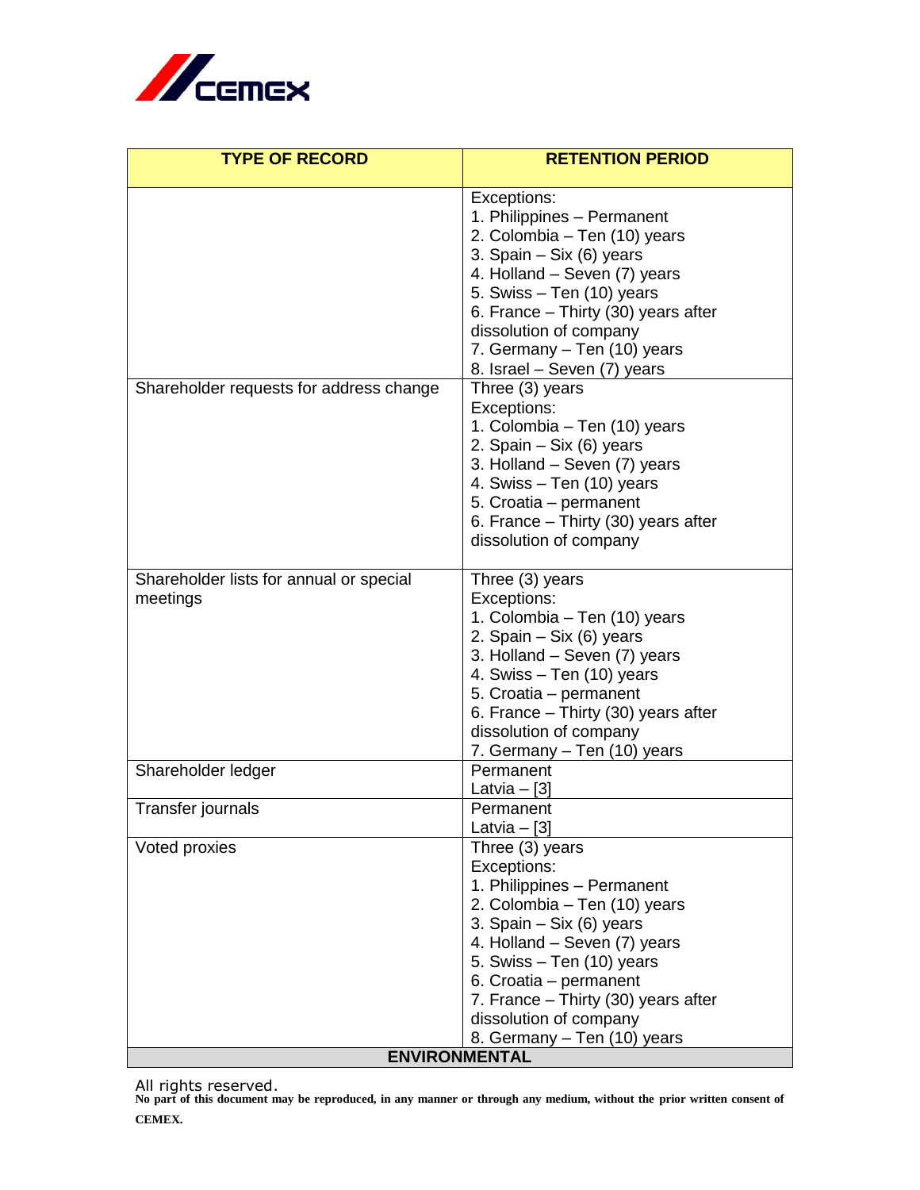| TYPE OF RECORD | RETENTION PERIOD |
|---|---|
| | Exceptions:<br>1. Philippines – Permanent<br>2. Colombia – Ten (10) years<br>3. Spain – Six (6) years<br>4. Holland – Seven (7) years<br>5. Swiss – Ten (10) years<br>6. France – Thirty (30) years after dissolution of company<br>7. Germany – Ten (10) years<br>8. Israel – Seven (7) years |
| Shareholder requests for address change | Three (3) years<br>Exceptions:<br>1. Colombia – Ten (10) years<br>2. Spain – Six (6) years<br>3. Holland – Seven (7) years<br>4. Swiss – Ten (10) years<br>5. Croatia – permanent<br>6. France – Thirty (30) years after dissolution of company |
| Shareholder lists for annual or special meetings | Three (3) years<br>Exceptions:<br>1. Colombia – Ten (10) years<br>2. Spain – Six (6) years<br>3. Holland – Seven (7) years<br>4. Swiss – Ten (10) years<br>5. Croatia – permanent<br>6. France – Thirty (30) years after dissolution of company<br>7. Germany – Ten (10) years |
| Shareholder ledger | Permanent<br>Latvia – [3] |
| Transfer journals | Permanent<br>Latvia – [3] |
| Voted proxies | Three (3) years<br>Exceptions:<br>1. Philippines – Permanent<br>2. Colombia – Ten (10) years<br>3. Spain – Six (6) years<br>4. Holland – Seven (7) years<br>5. Swiss – Ten (10) years<br>6. Croatia – permanent<br>7. France – Thirty (30) years after dissolution of company<br>8. Germany – Ten (10) years |
| **ENVIRONMENTAL** | |

All rights reserved.
**No part of this document may be reproduced, in any manner or through any medium, without the prior written consent of CEMEX.**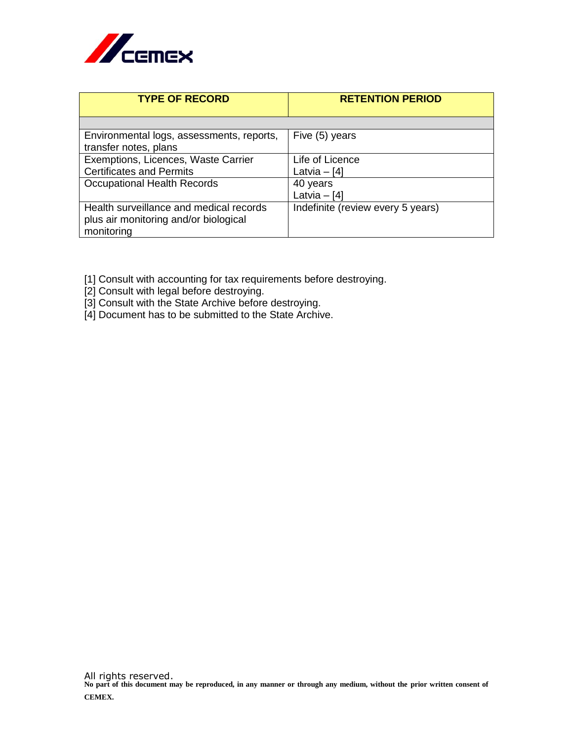| TYPE OF RECORD | RETENTION PERIOD |
| --- | --- |
| | |
| Environmental logs, assessments, reports, transfer notes, plans | Five (5) years |
| Exemptions, Licences, Waste Carrier Certificates and Permits | Life of Licence<br>Latvia – [4] |
| Occupational Health Records | 40 years<br>Latvia – [4] |
| Health surveillance and medical records plus air monitoring and/or biological monitoring | Indefinite (review every 5 years) |

[1] Consult with accounting for tax requirements before destroying.
[2] Consult with legal before destroying.
[3] Consult with the State Archive before destroying.
[4] Document has to be submitted to the State Archive.

All rights reserved.
**No part of this document may be reproduced, in any manner or through any medium, without the prior written consent of CEMEX.**